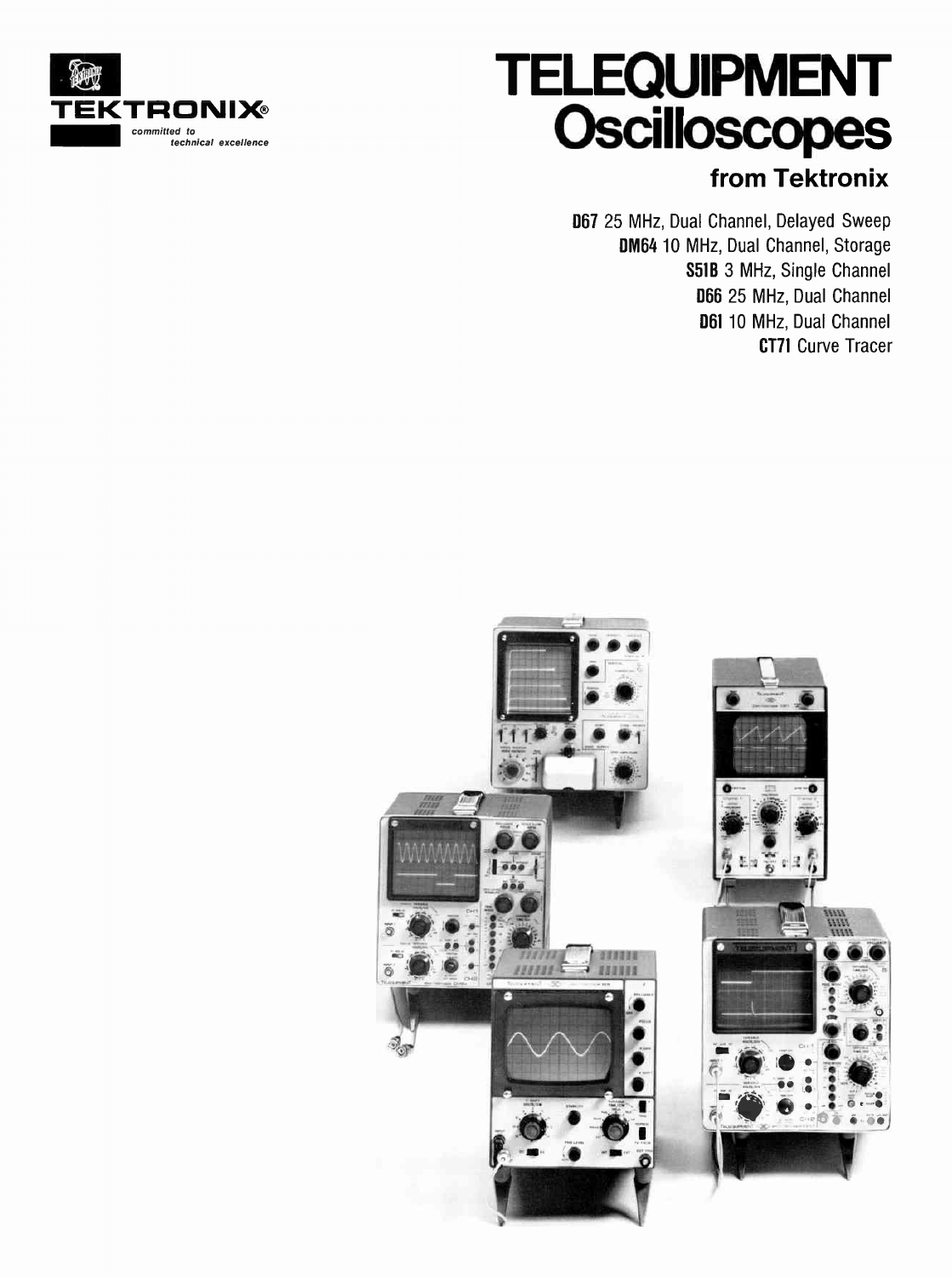TEKTRONIX®

*committed to technical excellence*

# TELEQUIPMENT Oscilloscopes

## from Tektronix

**D67** 25 MHz, Dual Channel, Delayed Sweep

**DM64** 10 MHz, Dual Channel, Storage

**S51B** 3 MHz, Single Channel

**D66** 25 MHz, Dual Channel

**D61** 10 MHz, Dual Channel

**CT71** Curve Tracer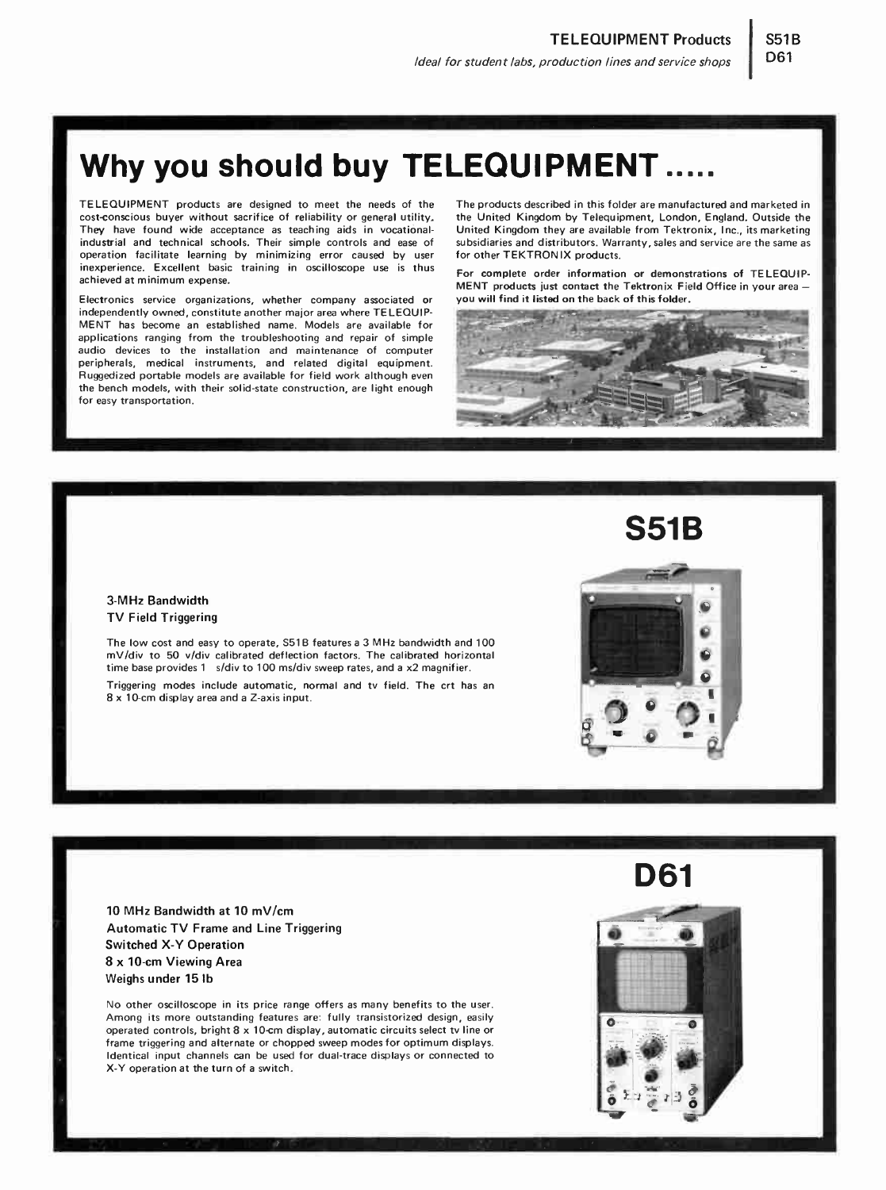# Why you should buy TELEQUIPMENT .....

TELEQUIPMENT products are designed to meet the needs of the cost-conscious buyer without sacrifice of reliability or general utility. They have found wide acceptance as teaching aids in vocational-industrial and technical schools. Their simple controls and ease of operation facilitate learning by minimizing error caused by user inexperience. Excellent basic training in oscilloscope use is thus achieved at minimum expense.

Electronics service organizations, whether company associated or independently owned, constitute another major area where TELEQUIPMENT has become an established name. Models are available for applications ranging from the troubleshooting and repair of simple audio devices to the installation and maintenance of computer peripherals, medical instruments, and related digital equipment. Ruggedized portable models are available for field work although even the bench models, with their solid-state construction, are light enough for easy transportation.

The products described in this folder are manufactured and marketed in the United Kingdom by Telequipment, London, England. Outside the United Kingdom they are available from Tektronix, Inc., its marketing subsidiaries and distributors. Warranty, sales and service are the same as for other TEKTRONIX products.

**For complete order information or demonstrations of TELEQUIPMENT products just contact the Tektronix Field Office in your area — you will find it listed on the back of this folder.**

## S51B

**3-MHz Bandwidth**
**TV Field Triggering**

The low cost and easy to operate, S51B features a 3 MHz bandwidth and 100 mV/div to 50 v/div calibrated deflection factors. The calibrated horizontal time base provides 1 s/div to 100 ms/div sweep rates, and a x2 magnifier.

Triggering modes include automatic, normal and tv field. The crt has an 8 x 10-cm display area and a Z-axis input.

## D61

**10 MHz Bandwidth at 10 mV/cm**
**Automatic TV Frame and Line Triggering**
**Switched X-Y Operation**
**8 x 10-cm Viewing Area**
**Weighs under 15 lb**

No other oscilloscope in its price range offers as many benefits to the user. Among its more outstanding features are: fully transistorized design, easily operated controls, bright 8 x 10-cm display, automatic circuits select tv line or frame triggering and alternate or chopped sweep modes for optimum displays. Identical input channels can be used for dual-trace displays or connected to X-Y operation at the turn of a switch.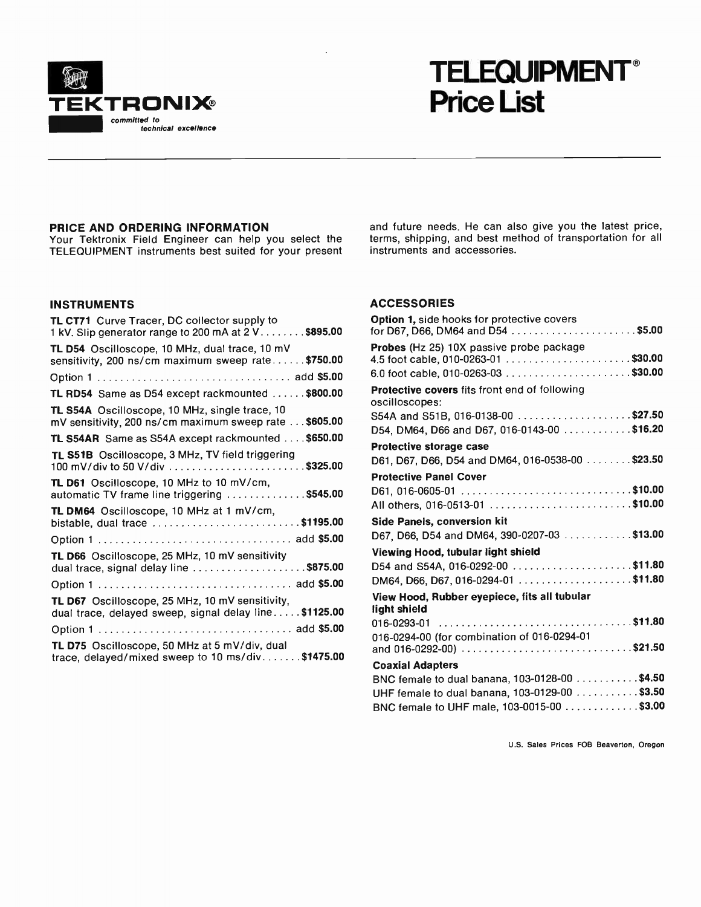**TEKTRONIX®**
*committed to technical excellence*

# TELEQUIPMENT® Price List

---

### PRICE AND ORDERING INFORMATION

Your Tektronix Field Engineer can help you select the TELEQUIPMENT instruments best suited for your present and future needs. He can also give you the latest price, terms, shipping, and best method of transportation for all instruments and accessories.

### INSTRUMENTS

**TL CT71** Curve Tracer, DC collector supply to 1 kV. Slip generator range to 200 mA at 2 V........ **$895.00**

**TL D54** Oscilloscope, 10 MHz, dual trace, 10 mV sensitivity, 200 ns/cm maximum sweep rate...... **$750.00**

Option 1 .................................. add **$5.00**

**TL RD54** Same as D54 except rackmounted ...... **$800.00**

**TL S54A** Oscilloscope, 10 MHz, single trace, 10 mV sensitivity, 200 ns/cm maximum sweep rate ... **$605.00**

**TL S54AR** Same as S54A except rackmounted .... **$650.00**

**TL S51B** Oscilloscope, 3 MHz, TV field triggering 100 mV/div to 50 V/div ........................ **$325.00**

**TL D61** Oscilloscope, 10 MHz to 10 mV/cm, automatic TV frame line triggering .............. **$545.00**

**TL DM64** Oscilloscope, 10 MHz at 1 mV/cm, bistable, dual trace .......................... **$1195.00**

Option 1 .................................. add **$5.00**

**TL D66** Oscilloscope, 25 MHz, 10 mV sensitivity dual trace, signal delay line .................... **$875.00**

Option 1 .................................. add **$5.00**

**TL D67** Oscilloscope, 25 MHz, 10 mV sensitivity, dual trace, delayed sweep, signal delay line..... **$1125.00**

Option 1 .................................. add **$5.00**

**TL D75** Oscilloscope, 50 MHz at 5 mV/div, dual trace, delayed/mixed sweep to 10 ms/div....... **$1475.00**

### ACCESSORIES

**Option 1,** side hooks for protective covers for D67, D66, DM64 and D54 ...................... **$5.00**

**Probes** (Hz 25) 10X passive probe package
4.5 foot cable, 010-0263-01 ...................... **$30.00**
6.0 foot cable, 010-0263-03 ...................... **$30.00**

**Protective covers** fits front end of following oscilloscopes:
S54A and S51B, 016-0138-00 .................... **$27.50**
D54, DM64, D66 and D67, 016-0143-00 ............ **$16.20**

**Protective storage case**
D61, D67, D66, D54 and DM64, 016-0538-00 ........ **$23.50**

**Protective Panel Cover**
D61, 016-0605-01 .............................. **$10.00**
All others, 016-0513-01 ......................... **$10.00**

**Side Panels, conversion kit**
D67, D66, D54 and DM64, 390-0207-03 ............ **$13.00**

**Viewing Hood, tubular light shield**
D54 and S54A, 016-0292-00 ..................... **$11.80**
DM64, D66, D67, 016-0294-01 .................... **$11.80**

**View Hood, Rubber eyepiece, fits all tubular light shield**
016-0293-01 .................................. **$11.80**
016-0294-00 (for combination of 016-0294-01 and 016-0292-00) ............................. **$21.50**

**Coaxial Adapters**
BNC female to dual banana, 103-0128-00 ........... **$4.50**
UHF female to dual banana, 103-0129-00 ........... **$3.50**
BNC female to UHF male, 103-0015-00 ............. **$3.00**

U.S. Sales Prices FOB Beaverton, Oregon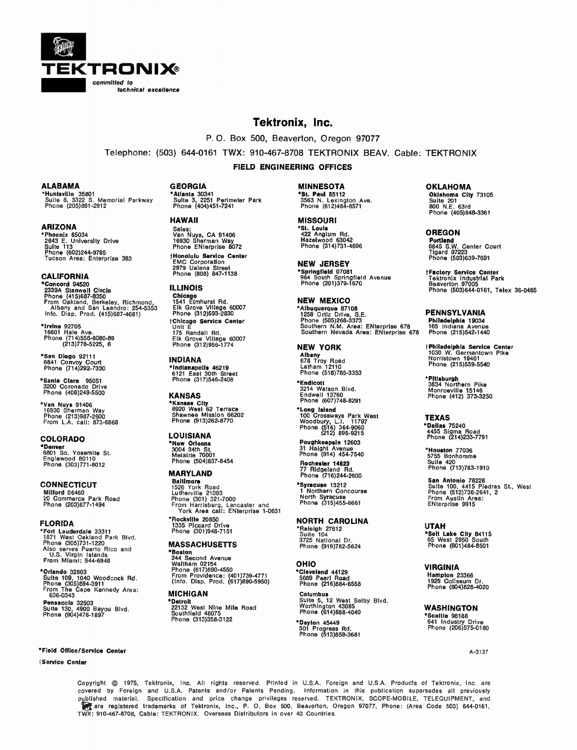**TEKTRONIX®**

*committed to technical excellence*

# Tektronix, Inc.

P. O. Box 500, Beaverton, Oregon 97077

Telephone: (503) 644-0161 TWX: 910-467-8708 TEKTRONIX BEAV. Cable: TEKTRONIX

## FIELD ENGINEERING OFFICES

### ALABAMA

**\*Huntsville 35801**
Suite 8, 3322 S. Memorial Parkway
Phone (205)881-2912

### ARIZONA

**\*Phoenix 85034**
2643 E. University Drive
Suite 113
Phone (602)244-9795
Tucson Area: Enterprise 383

### CALIFORNIA

**\*Concord 94520**
2339A Stanwell Circle
Phone (415)687-8350
From Oakland, Berkeley, Richmond, Albany and San Leandro: 254-5353
Info. Disp. Prod. (415)687-4681)

**\*Irvine 92705**
16601 Hale Ave.
Phone (714)556-8080-89
(213)778-5225, 6

**\*San Diego 92111**
6841 Convoy Court
Phone (714)292-7330

**\*Santa Clara 95051**
3200 Coronado Drive
Phone (408)249-5500

**\*Van Nuys 91406**
16930 Sherman Way
Phone (213)987-2600
From L.A. call: 873-6868

### COLORADO

**\*Denver**
6801 So. Yosemite St.
Englewood 80110
Phone (303)771-8012

### CONNECTICUT

**Milford 06460**
20 Commerce Park Road
Phone (203)877-1494

### FLORIDA

**\*Fort Lauderdale 33311**
1871 West Oakland Park Blvd.
Phone (305)731-1220
Also serves Puerto Rico and U.S. Virgin Islands
From Miami: 944-6948

**\*Orlando 32803**
Suite 109, 1040 Woodcock Rd.
Phone (305)894-3911
From The Cape Kennedy Area: 636-0343

**Pensacola 32503**
Suite 130, 4900 Bayou Blvd.
Phone (904)476-1897

### GEORGIA

**\*Atlanta 30341**
Suite 3, 2251 Perimeter Park
Phone (404)451-7241

### HAWAII

Sales:
Van Nuys, CA 91406
16930 Sherman Way
Phone ENterprise 8072

**†Honolulu Service Center**
EMC Corporation
2979 Ualena Street
Phone (808) 847-1138

### ILLINOIS

**Chicago**
1541 Elmhurst Rd.
Elk Grove Village 60007
Phone (312)593-2830

**†Chicago Service Center**
Unit E
175 Randall Rd.
Elk Grove Village 60007
Phone (312)956-1774

### INDIANA

**\*Indianapolis 46219**
6121 East 30th Street
Phone (317)546-2408

### KANSAS

**\*Kansas City**
8920 West 62 Terrace
Shawnee Mission 66202
Phone (913)262-8770

### LOUISIANA

**\*New Orleans**
3004 34th St.
Metairie 70001
Phone (504)837-8454

### MARYLAND

**Baltimore**
1526 York Road
Lutherville 21093
Phone (301) 321-7000
From Harrisburg, Lancaster and York Area call: ENterprise 1-0631

**\*Rockville 20850**
1335 Piccard Drive
Phone (301)948-7151

### MASSACHUSETTS

**\*Boston**
244 Second Avenue
Waltham 02154
Phone (617)890-4550
From Providence: (401)739-4771
(Info. Disp. Prod. (617)890-5950)

### MICHIGAN

**\*Detroit**
22132 West Nine Mile Road
Southfield 48075
Phone (313)358-3122

### MINNESOTA

**\*St. Paul 55112**
3563 N. Lexington Ave.
Phone (612)484-8571

### MISSOURI

**\*St. Louis**
422 Anglum Rd.
Hazelwood 63042
Phone (314)731-4696

### NEW JERSEY

**\*Springfield 07081**
964 South Springfield Avenue
Phone (201)379-1670

### NEW MEXICO

**\*Albuquerque 87108**
1258 Ortiz Drive, S.E.
Phone (505)268-3373
Southern N.M. Area: ENterprise 678
Southern Nevada Area: ENterprise 678

### NEW YORK

**Albany**
678 Troy Road
Latham 12110
Phone (518)785-3353

**\*Endicott**
3214 Watson Blvd.
Endwell 13760
Phone (607)748-8291

**\*Long Island**
100 Crossways Park West
Woodbury, L.I. 11797
Phone (516) 364-9060
(212) 895-9215

**Poughkeepsie 12603**
31 Haight Avenue
Phone (914) 454-7540

**Rochester 14623**
77 Ridgeland Rd.
Phone (716)244-2600

**\*Syracuse 13212**
1 Northern Concourse
North Syracuse
Phone (315)455-6661

### NORTH CAROLINA

**\*Raleigh 27612**
Suite 104
3725 National Dr.
Phone (919)782-5624

### OHIO

**\*Cleveland 44129**
5689 Pearl Road
Phone (216)884-6558

**Columbus**
Suite 5, 12 West Selby Blvd.
Worthington 43085
Phone (614)888-4040

**\*Dayton 45449**
501 Progress Rd.
Phone (513)859-3681

### OKLAHOMA

**Oklahoma City 73105**
Suite 201
800 N.E. 63rd
Phone (405)848-3361

### OREGON

**Portland**
8845 S.W. Center Court
Tigard 97223
Phone (503)639-7691

**†Factory Service Center**
Tektronix Industrial Park
Beaverton 97005
Phone (503)644-0161, Telex 36-0485

### PENNSYLVANIA

**Philadelphia 19034**
165 Indiana Avenue
Phone (215)542-1440

**†Philadelphia Service Center**
1030 W. Germantown Pike
Norristown 19401
Phone (215)539-5540

**\*Pittsburgh**
3834 Northern Pike
Monroeville 15146
Phone (412) 373-3250

### TEXAS

**\*Dallas 75240**
4455 Sigma Road
Phone (214)233-7791

**\*Houston 77036**
5755 Bonhomme
Suite 420
Phone (713)783-1910

**San Antonio 78228**
Suite 100, 4415 Piedras St., West
Phone (512)736-2641, 2
From Austin Area: ENterprise 9915

### UTAH

**\*Salt Lake City 84115**
65 West 2950 South
Phone (801)484-8501

### VIRGINIA

**Hampton 23366**
1929 Coliseum Dr.
Phone (804)826-4020

### WASHINGTON

**\*Seattle 98188**
641 Industry Drive
Phone (206)575-0180

**\*Field Office/Service Center**

**†Service Center**

A-3137

Copyright © 1975, Tektronix, Inc. All rights reserved. Printed in U.S.A. Foreign and U.S.A. Products of Tektronix, Inc. are covered by Foreign and U.S.A. Patents and/or Patents Pending. Information in this publication supersedes all previously published material. Specification and price change privileges reserved. TEKTRONIX, SCOPE-MOBILE, TELEQUIPMENT, and [logo] are registered trademarks of Tektronix, Inc., P. O. Box 500, Beaverton, Oregon 97077, Phone: (Area Code 503) 644-0161, TWX: 910-467-8708, Cable: TEKTRONIX. Overseas Distributors in over 40 Countries.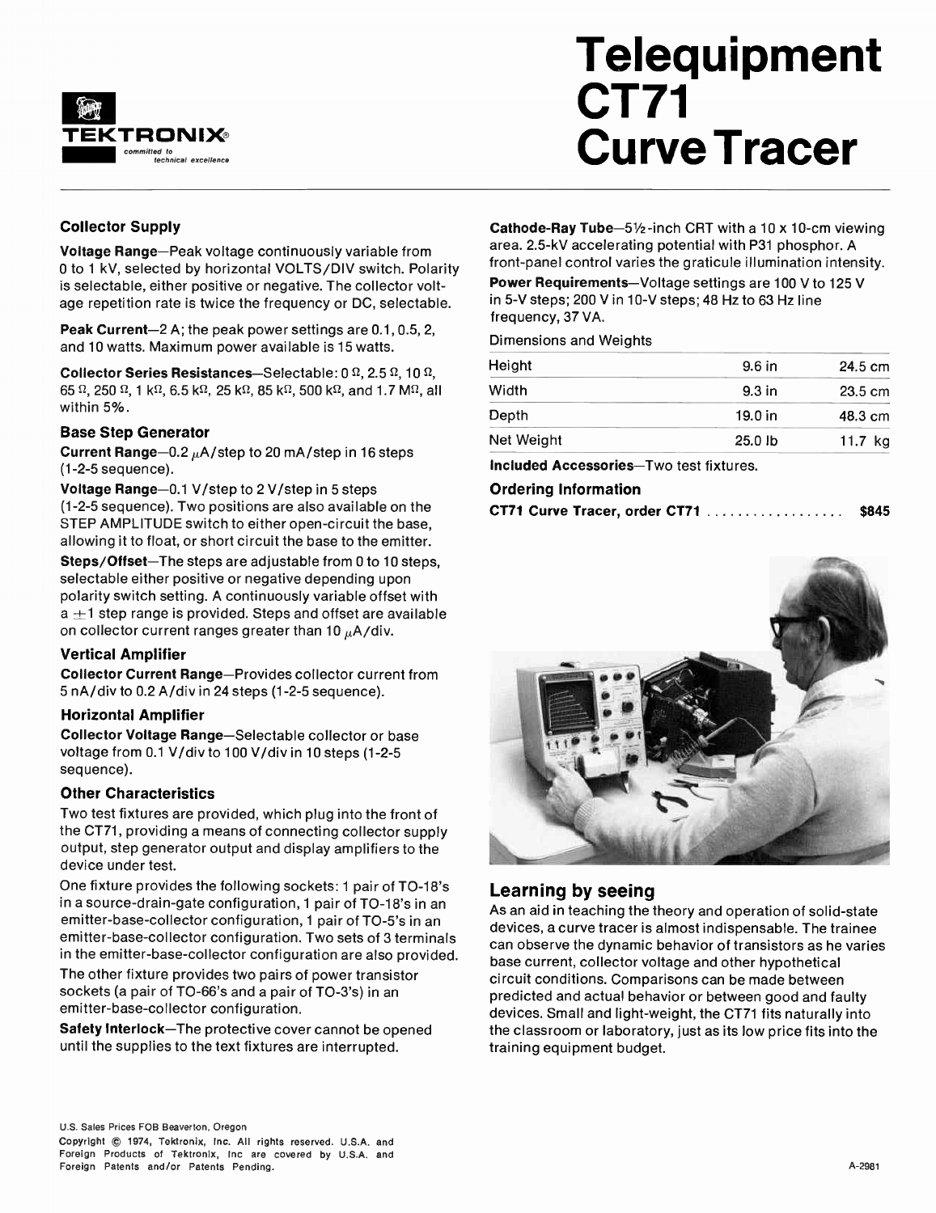TEKTRONIX®
committed to technical excellence

# Telequipment CT71 Curve Tracer

### Collector Supply

**Voltage Range**—Peak voltage continuously variable from 0 to 1 kV, selected by horizontal VOLTS/DIV switch. Polarity is selectable, either positive or negative. The collector voltage repetition rate is twice the frequency or DC, selectable.

**Peak Current**—2 A; the peak power settings are 0.1, 0.5, 2, and 10 watts. Maximum power available is 15 watts.

**Collector Series Resistances**—Selectable: 0 Ω, 2.5 Ω, 10 Ω, 65 Ω, 250 Ω, 1 kΩ, 6.5 kΩ, 25 kΩ, 85 kΩ, 500 kΩ, and 1.7 MΩ, all within 5%.

### Base Step Generator

**Current Range**—0.2 μA/step to 20 mA/step in 16 steps (1-2-5 sequence).

**Voltage Range**—0.1 V/step to 2 V/step in 5 steps (1-2-5 sequence). Two positions are also available on the STEP AMPLITUDE switch to either open-circuit the base, allowing it to float, or short circuit the base to the emitter.

**Steps/Offset**—The steps are adjustable from 0 to 10 steps, selectable either positive or negative depending upon polarity switch setting. A continuously variable offset with a ±1 step range is provided. Steps and offset are available on collector current ranges greater than 10 μA/div.

### Vertical Amplifier

**Collector Current Range**—Provides collector current from 5 nA/div to 0.2 A/div in 24 steps (1-2-5 sequence).

### Horizontal Amplifier

**Collector Voltage Range**—Selectable collector or base voltage from 0.1 V/div to 100 V/div in 10 steps (1-2-5 sequence).

### Other Characteristics

Two test fixtures are provided, which plug into the front of the CT71, providing a means of connecting collector supply output, step generator output and display amplifiers to the device under test.

One fixture provides the following sockets: 1 pair of TO-18's in a source-drain-gate configuration, 1 pair of TO-18's in an emitter-base-collector configuration, 1 pair of TO-5's in an emitter-base-collector configuration. Two sets of 3 terminals in the emitter-base-collector configuration are also provided.

The other fixture provides two pairs of power transistor sockets (a pair of TO-66's and a pair of TO-3's) in an emitter-base-collector configuration.

**Safety Interlock**—The protective cover cannot be opened until the supplies to the text fixtures are interrupted.

**Cathode-Ray Tube**—5½-inch CRT with a 10 x 10-cm viewing area. 2.5-kV accelerating potential with P31 phosphor. A front-panel control varies the graticule illumination intensity.

**Power Requirements**—Voltage settings are 100 V to 125 V in 5-V steps; 200 V in 10-V steps; 48 Hz to 63 Hz line frequency, 37 VA.

Dimensions and Weights

| | | |
|---|---|---|
| Height | 9.6 in | 24.5 cm |
| Width | 9.3 in | 23.5 cm |
| Depth | 19.0 in | 48.3 cm |
| Net Weight | 25.0 lb | 11.7 kg |

**Included Accessories**—Two test fixtures.

### Ordering Information

**CT71 Curve Tracer, order CT71** .................. **$845**

## Learning by seeing

As an aid in teaching the theory and operation of solid-state devices, a curve tracer is almost indispensable. The trainee can observe the dynamic behavior of transistors as he varies base current, collector voltage and other hypothetical circuit conditions. Comparisons can be made between predicted and actual behavior or between good and faulty devices. Small and light-weight, the CT71 fits naturally into the classroom or laboratory, just as its low price fits into the training equipment budget.

U.S. Sales Prices FOB Beaverton, Oregon
Copyright © 1974, Tektronix, Inc. All rights reserved. U.S.A. and Foreign Products of Tektronix, Inc are covered by U.S.A. and Foreign Patents and/or Patents Pending.

A-2981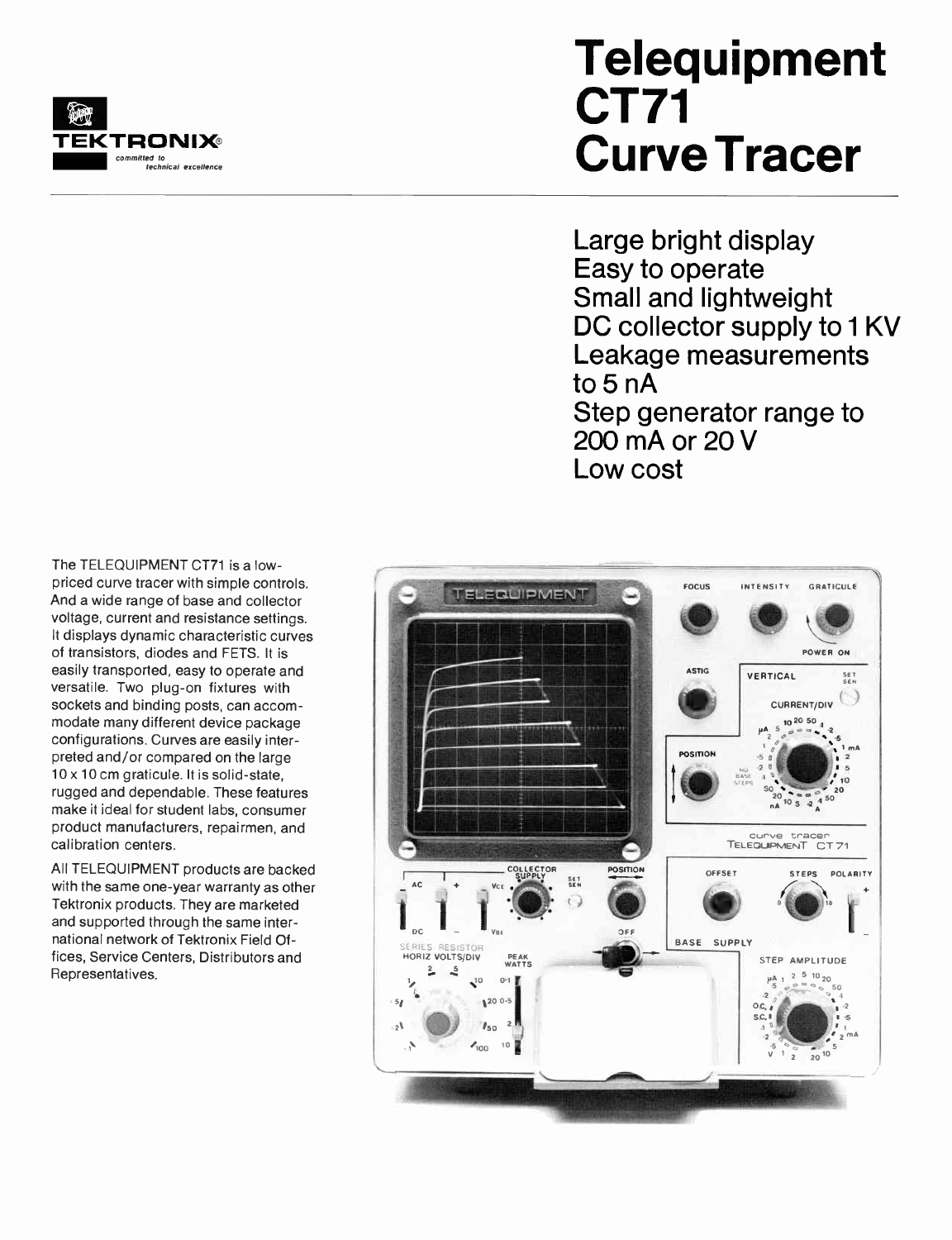TEKTRONIX®
*committed to technical excellence*

# Telequipment CT71 Curve Tracer

Large bright display
Easy to operate
Small and lightweight
DC collector supply to 1 KV
Leakage measurements to 5 nA
Step generator range to 200 mA or 20 V
Low cost

The TELEQUIPMENT CT71 is a low-priced curve tracer with simple controls. And a wide range of base and collector voltage, current and resistance settings. It displays dynamic characteristic curves of transistors, diodes and FETS. It is easily transported, easy to operate and versatile. Two plug-on fixtures with sockets and binding posts, can accommodate many different device package configurations. Curves are easily interpreted and/or compared on the large 10 x 10 cm graticule. It is solid-state, rugged and dependable. These features make it ideal for student labs, consumer product manufacturers, repairmen, and calibration centers.

All TELEQUIPMENT products are backed with the same one-year warranty as other Tektronix products. They are marketed and supported through the same international network of Tektronix Field Offices, Service Centers, Distributors and Representatives.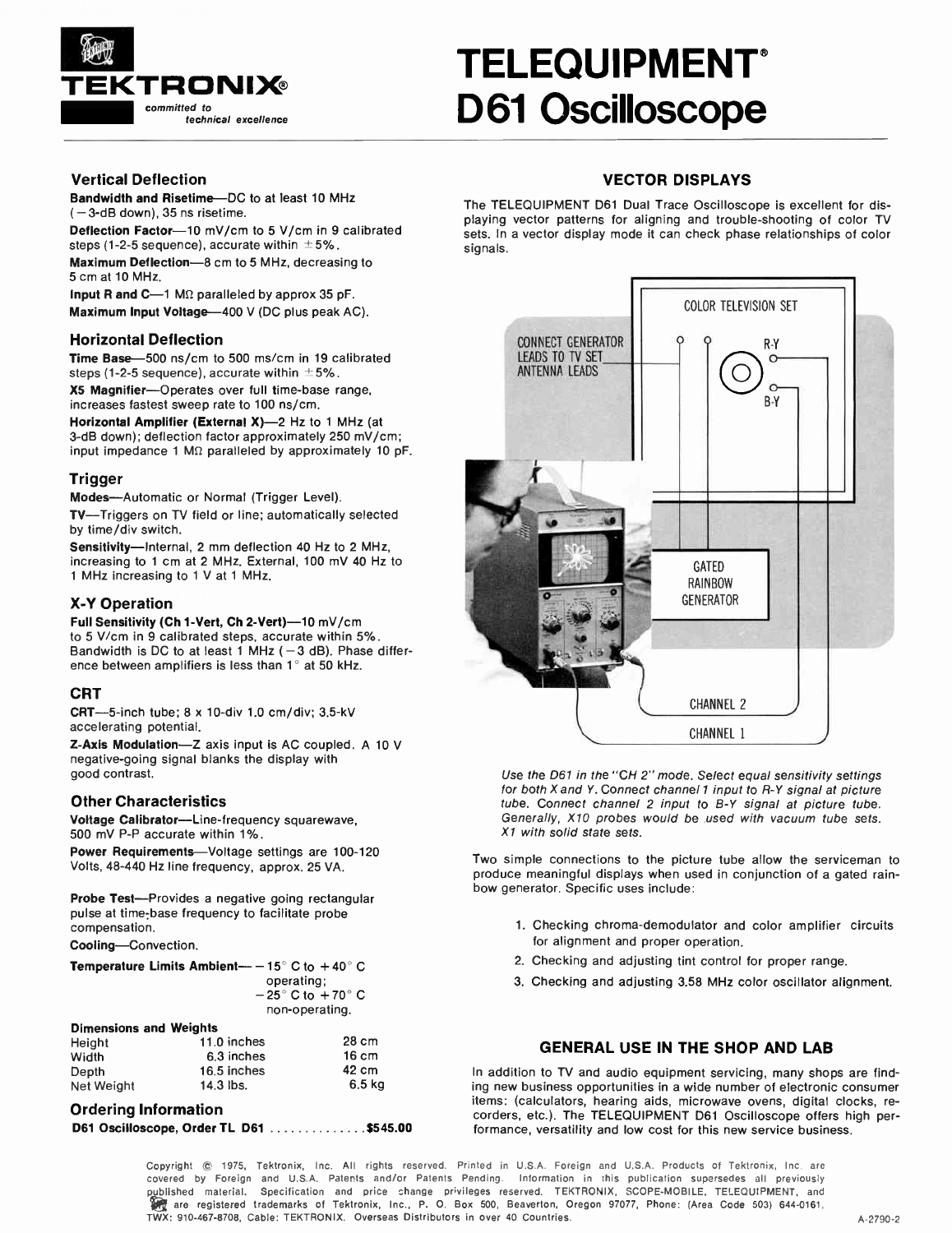TEKTRONIX®

*committed to technical excellence*

# TELEQUIPMENT® D61 Oscilloscope

## Vertical Deflection

**Bandwidth and Risetime**—DC to at least 10 MHz (−3-dB down), 35 ns risetime.

**Deflection Factor**—10 mV/cm to 5 V/cm in 9 calibrated steps (1-2-5 sequence), accurate within ±5%.

**Maximum Deflection**—8 cm to 5 MHz, decreasing to 5 cm at 10 MHz.

**Input R and C**—1 MΩ paralleled by approx 35 pF.

**Maximum Input Voltage**—400 V (DC plus peak AC).

## Horizontal Deflection

**Time Base**—500 ns/cm to 500 ms/cm in 19 calibrated steps (1-2-5 sequence), accurate within ±5%.

**X5 Magnifier**—Operates over full time-base range, increases fastest sweep rate to 100 ns/cm.

**Horizontal Amplifier (External X)**—2 Hz to 1 MHz (at 3-dB down); deflection factor approximately 250 mV/cm; input impedance 1 MΩ paralleled by approximately 10 pF.

## Trigger

**Modes**—Automatic or Normal (Trigger Level).

**TV**—Triggers on TV field or line; automatically selected by time/div switch.

**Sensitivity**—Internal, 2 mm deflection 40 Hz to 2 MHz, increasing to 1 cm at 2 MHz. External, 100 mV 40 Hz to 1 MHz increasing to 1 V at 1 MHz.

## X-Y Operation

**Full Sensitivity (Ch 1-Vert, Ch 2-Vert)**—10 mV/cm to 5 V/cm in 9 calibrated steps, accurate within 5%. Bandwidth is DC to at least 1 MHz (−3 dB). Phase difference between amplifiers is less than 1° at 50 kHz.

## CRT

**CRT**—5-inch tube; 8 x 10-div 1.0 cm/div; 3.5-kV accelerating potential.

**Z-Axis Modulation**—Z axis input is AC coupled. A 10 V negative-going signal blanks the display with good contrast.

## Other Characteristics

**Voltage Calibrator**—Line-frequency squarewave, 500 mV P-P accurate within 1%.

**Power Requirements**—Voltage settings are 100-120 Volts, 48-440 Hz line frequency, approx. 25 VA.

**Probe Test**—Provides a negative going rectangular pulse at time-base frequency to facilitate probe compensation.

**Cooling**—Convection.

**Temperature Limits Ambient**— −15° C to +40° C operating; −25° C to +70° C non-operating.

**Dimensions and Weights**

| | | |
|---|---|---|
| Height | 11.0 inches | 28 cm |
| Width | 6.3 inches | 16 cm |
| Depth | 16.5 inches | 42 cm |
| Net Weight | 14.3 lbs. | 6.5 kg |

## Ordering Information

**D61 Oscilloscope, Order TL D61 .............. $545.00**

## VECTOR DISPLAYS

The TELEQUIPMENT D61 Dual Trace Oscilloscope is excellent for displaying vector patterns for aligning and trouble-shooting of color TV sets. In a vector display mode it can check phase relationships of color signals.

COLOR TELEVISION SET

CONNECT GENERATOR LEADS TO TV SET ANTENNA LEADS

R-Y

B-Y

GATED RAINBOW GENERATOR

CHANNEL 2

CHANNEL 1

*Use the D61 in the "CH 2" mode. Select equal sensitivity settings for both X and Y. Connect channel 1 input to R-Y signal at picture tube. Connect channel 2 input to B-Y signal at picture tube. Generally, X10 probes would be used with vacuum tube sets. X1 with solid state sets.*

Two simple connections to the picture tube allow the serviceman to produce meaningful displays when used in conjunction of a gated rainbow generator. Specific uses include:

1. Checking chroma-demodulator and color amplifier circuits for alignment and proper operation.
2. Checking and adjusting tint control for proper range.
3. Checking and adjusting 3.58 MHz color oscillator alignment.

## GENERAL USE IN THE SHOP AND LAB

In addition to TV and audio equipment servicing, many shops are finding new business opportunities in a wide number of electronic consumer items: (calculators, hearing aids, microwave ovens, digital clocks, recorders, etc.). The TELEQUIPMENT D61 Oscilloscope offers high performance, versatility and low cost for this new service business.

Copyright © 1975, Tektronix, Inc. All rights reserved. Printed in U.S.A. Foreign and U.S.A. Products of Tektronix, Inc. are covered by Foreign and U.S.A. Patents and/or Patents Pending. Information in this publication supersedes all previously published material. Specification and price change privileges reserved. TEKTRONIX, SCOPE-MOBILE, TELEQUIPMENT, and are registered trademarks of Tektronix, Inc., P. O. Box 500, Beaverton, Oregon 97077, Phone: (Area Code 503) 644-0161, TWX: 910-467-8708, Cable: TEKTRONIX. Overseas Distributors in over 40 Countries.

A-2790-2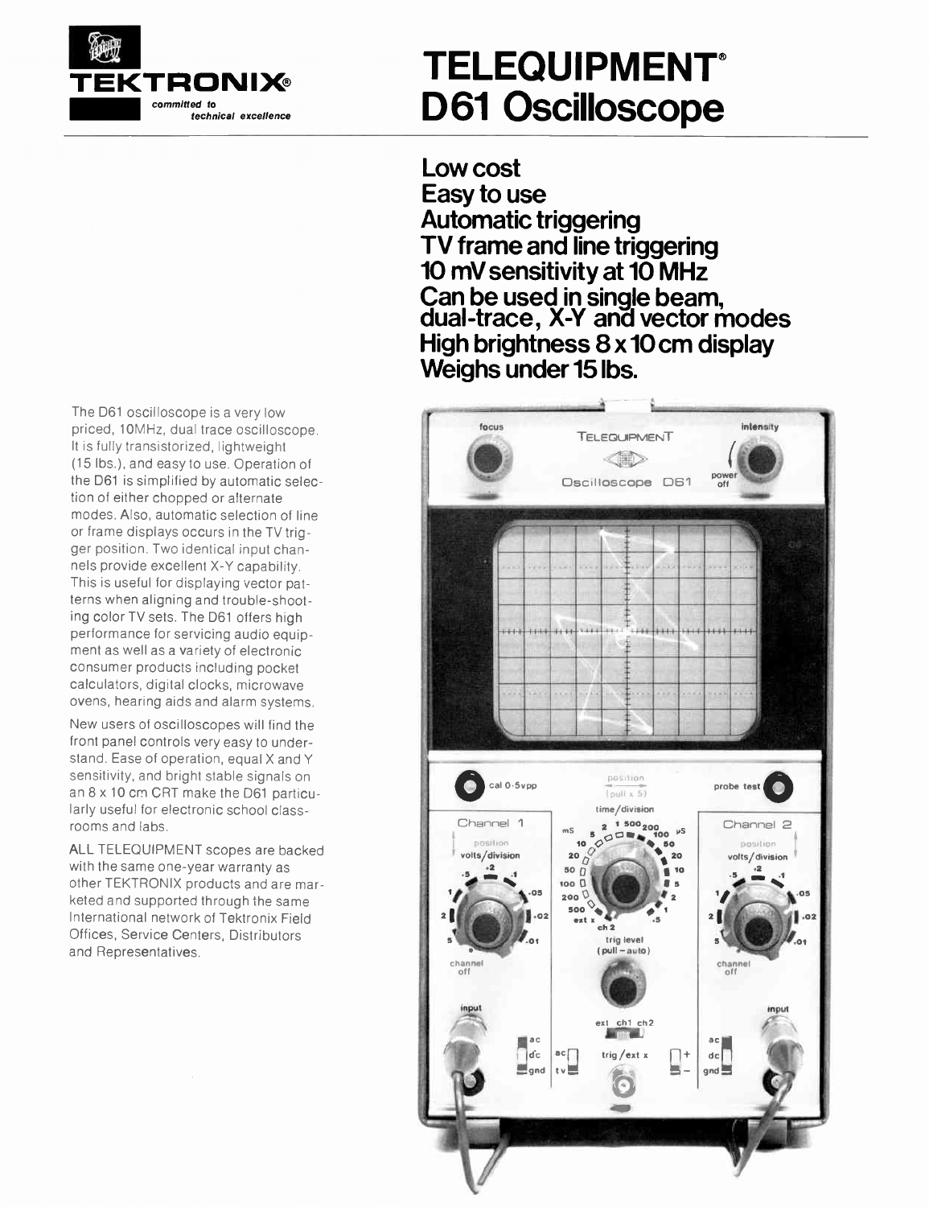**TEKTRONIX®**
*committed to technical excellence*

# TELEQUIPMENT® D61 Oscilloscope

**Low cost**
**Easy to use**
**Automatic triggering**
**TV frame and line triggering**
**10 mV sensitivity at 10 MHz**
**Can be used in single beam, dual-trace, X-Y and vector modes**
**High brightness 8 x 10 cm display**
**Weighs under 15 lbs.**

The D61 oscilloscope is a very low priced, 10MHz, dual trace oscilloscope. It is fully transistorized, lightweight (15 lbs.), and easy to use. Operation of the D61 is simplified by automatic selection of either chopped or alternate modes. Also, automatic selection of line or frame displays occurs in the TV trigger position. Two identical input channels provide excellent X-Y capability. This is useful for displaying vector patterns when aligning and trouble-shooting color TV sets. The D61 offers high performance for servicing audio equipment as well as a variety of electronic consumer products including pocket calculators, digital clocks, microwave ovens, hearing aids and alarm systems.

New users of oscilloscopes will find the front panel controls very easy to understand. Ease of operation, equal X and Y sensitivity, and bright stable signals on an 8 x 10 cm CRT make the D61 particularly useful for electronic school classrooms and labs.

ALL TELEQUIPMENT scopes are backed with the same one-year warranty as other TEKTRONIX products and are marketed and supported through the same International network of Tektronix Field Offices, Service Centers, Distributors and Representatives.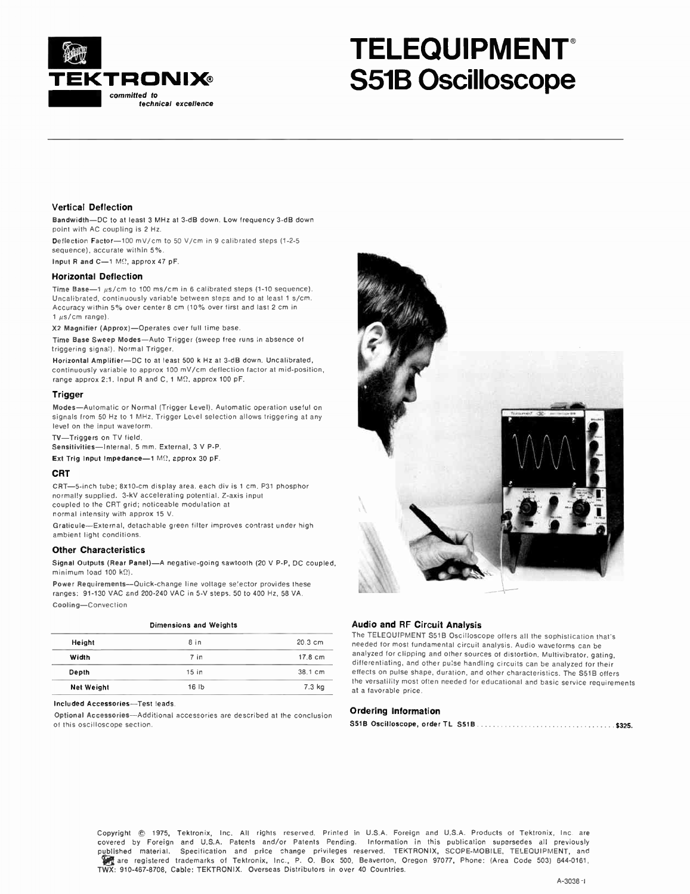# TEKTRONIX®

*committed to technical excellence*

# TELEQUIPMENT® S51B Oscilloscope

### Vertical Deflection

**Bandwidth**—DC to at least 3 MHz at 3-dB down. Low frequency 3-dB down point with AC coupling is 2 Hz.

**Deflection Factor**—100 mV/cm to 50 V/cm in 9 calibrated steps (1-2-5 sequence), accurate within 5%.

**Input R and C**—1 MΩ, approx 47 pF.

### Horizontal Deflection

**Time Base**—1 μs/cm to 100 ms/cm in 6 calibrated steps (1-10 sequence). Uncalibrated, continuously variable between steps and to at least 1 s/cm. Accuracy within 5% over center 8 cm (10% over first and last 2 cm in 1 μs/cm range).

**X2 Magnifier (Approx)**—Operates over full time base.

**Time Base Sweep Modes**—Auto Trigger (sweep free runs in absence of triggering signal). Normal Trigger.

**Horizontal Amplifier**—DC to at least 500 k Hz at 3-dB down. Uncalibrated, continuously variable to approx 100 mV/cm deflection factor at mid-position, range approx 2:1. Input R and C, 1 MΩ, approx 100 pF.

### Trigger

**Modes**—Automatic or Normal (Trigger Level). Automatic operation useful on signals from 50 Hz to 1 MHz. Trigger Level selection allows triggering at any level on the input waveform.

**TV**—Triggers on TV field.

**Sensitivities**—Internal, 5 mm. External, 3 V P-P.

**Ext Trig Input Impedance**—1 MΩ, approx 30 pF.

### CRT

**CRT**—5-inch tube; 8x10-cm display area, each div is 1 cm. P31 phosphor normally supplied. 3-kV accelerating potential. Z-axis input coupled to the CRT grid; noticeable modulation at normal intensity with approx 15 V.

**Graticule**—External, detachable green filter improves contrast under high ambient light conditions.

### Other Characteristics

**Signal Outputs (Rear Panel)**—A negative-going sawtooth (20 V P-P, DC coupled, minimum load 100 kΩ).

**Power Requirements**—Quick-change line voltage selector provides these ranges: 91-130 VAC and 200-240 VAC in 5-V steps, 50 to 400 Hz, 58 VA.

**Cooling**—Convection

**Dimensions and Weights**

| | | |
|---|---|---|
| Height | 8 in | 20.3 cm |
| Width | 7 in | 17.8 cm |
| Depth | 15 in | 38.1 cm |
| Net Weight | 16 lb | 7.3 kg |

**Included Accessories**—Test leads.

**Optional Accessories**—Additional accessories are described at the conclusion of this oscilloscope section.

### Audio and RF Circuit Analysis

The TELEQUIPMENT S51B Oscilloscope offers all the sophistication that's needed for most fundamental circuit analysis. Audio waveforms can be analyzed for clipping and other sources of distortion. Multivibrator, gating, differentiating, and other pulse handling circuits can be analyzed for their effects on pulse shape, duration, and other characteristics. The S51B offers the versatility most often needed for educational and basic service requirements at a favorable price.

### Ordering Information

**S51B Oscilloscope, order TL S51B** .................................... **$325.**

Copyright © 1975, Tektronix, Inc. All rights reserved. Printed in U.S.A. Foreign and U.S.A. Products of Tektronix, Inc. are covered by Foreign and U.S.A. Patents and/or Patents Pending. Information in this publication supersedes all previously published material. Specification and price change privileges reserved. TEKTRONIX, SCOPE-MOBILE, TELEQUIPMENT, and are registered trademarks of Tektronix, Inc., P. O. Box 500, Beaverton, Oregon 97077, Phone: (Area Code 503) 644-0161, TWX: 910-467-8708, Cable: TEKTRONIX. Overseas Distributors in over 40 Countries.

A-3038-1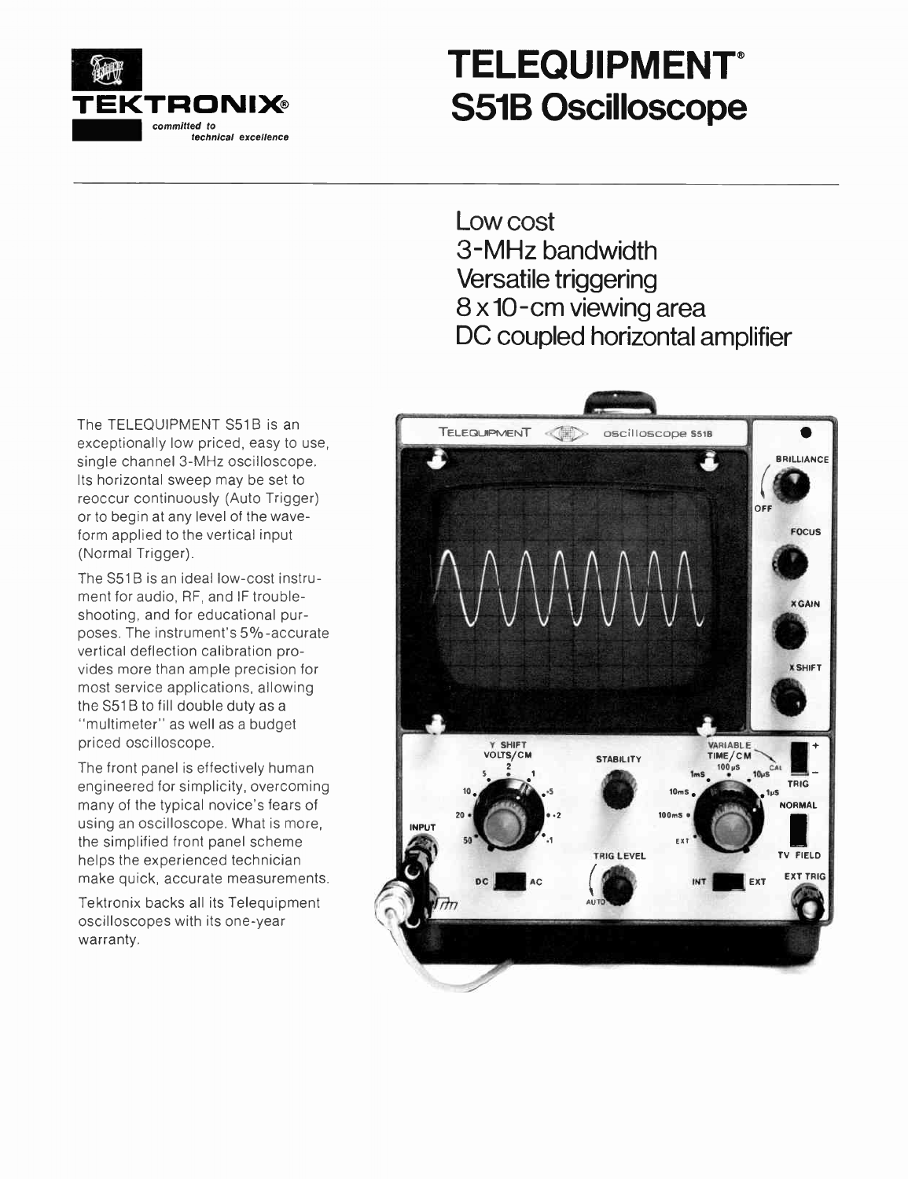TEKTRONIX®
*committed to technical excellence*

# TELEQUIPMENT® S51B Oscilloscope

## Low cost
## 3-MHz bandwidth
## Versatile triggering
## 8 x 10-cm viewing area
## DC coupled horizontal amplifier

The TELEQUIPMENT S51B is an exceptionally low priced, easy to use, single channel 3-MHz oscilloscope. Its horizontal sweep may be set to reoccur continuously (Auto Trigger) or to begin at any level of the waveform applied to the vertical input (Normal Trigger).

The S51B is an ideal low-cost instrument for audio, RF, and IF troubleshooting, and for educational purposes. The instrument's 5%-accurate vertical deflection calibration provides more than ample precision for most service applications, allowing the S51B to fill double duty as a "multimeter" as well as a budget priced oscilloscope.

The front panel is effectively human engineered for simplicity, overcoming many of the typical novice's fears of using an oscilloscope. What is more, the simplified front panel scheme helps the experienced technician make quick, accurate measurements.

Tektronix backs all its Telequipment oscilloscopes with its one-year warranty.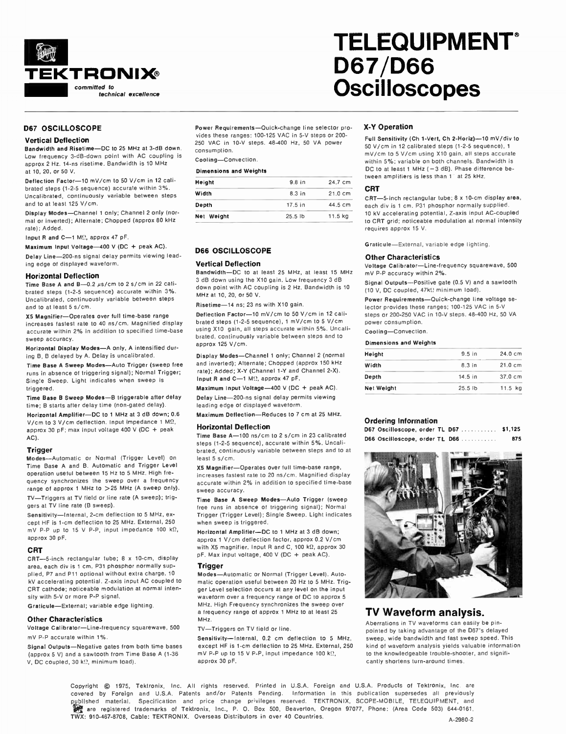TEKTRONIX®

*committed to technical excellence*

# TELEQUIPMENT® D67/D66 Oscilloscopes

## D67 OSCILLOSCOPE

### Vertical Deflection

**Bandwidth and Risetime**—DC to 25 MHz at 3-dB down. Low frequency 3-dB-down point with AC coupling is approx 2 Hz. 14-ns risetime. Bandwidth is 10 MHz at 10, 20, or 50 V.

**Deflection Factor**—10 mV/cm to 50 V/cm in 12 calibrated steps (1-2-5 sequence) accurate within 3%. Uncalibrated, continuously variable between steps and to at least 125 V/cm.

**Display Modes**—Channel 1 only; Channel 2 only (normal or inverted); Alternate; Chopped (approx 80 kHz rate); Added.

**Input R and C**—1 MΩ, approx 47 pF.

**Maximum Input Voltage**—400 V (DC + peak AC).

**Delay Line**—200-ns signal delay permits viewing leading edge of displayed waveform.

### Horizontal Deflection

**Time Base A and B**—0.2 µs/cm to 2 s/cm in 22 calibrated steps (1-2-5 sequence) accurate within 3%. Uncalibrated, continuously variable between steps and to at least 5 s/cm.

**X5 Magnifier**—Operates over full time-base range increases fastest rate to 40 ns/cm. Magnified display accurate within 2% in addition to specified time-base sweep accuracy.

**Horizontal Display Modes**—A only, A intensified during B, B delayed by A. Delay is uncalibrated.

**Time Base A Sweep Modes**—Auto Trigger (sweep free runs in absence of triggering signal); Normal Trigger; Single Sweep. Light indicates when sweep is triggered.

**Time Base B Sweep Modes**—B triggerable after delay time; B starts after delay time (non-gated delay).

**Horizontal Amplifier**—DC to 1 MHz at 3 dB down; 0.6 V/cm to 3 V/cm deflection. Input impedance 1 MΩ, approx 30 pF; max input voltage 400 V (DC + peak AC).

### Trigger

**Modes**—Automatic or Normal (Trigger Level) on Time Base A and B. Automatic and Trigger Level operation useful between 15 Hz to 5 MHz. High frequency synchronizes the sweep over a frequency range of approx 1 MHz to >25 MHz (A sweep only).

**TV**—Triggers at TV field or line rate (A sweep); triggers at TV line rate (B sweep).

**Sensitivity**—Internal, 2-cm deflection to 5 MHz, except HF is 1-cm deflection to 25 MHz. External, 250 mV P-P up to 15 V P-P, input impedance 100 kΩ, approx 30 pF.

### CRT

**CRT**—5-inch rectangular tube; 8 x 10-cm, display area, each div is 1 cm. P31 phosphor normally supplied, P7 and P11 optional without extra charge. 10 kV accelerating potential. Z-axis input AC coupled to CRT cathode; noticeable modulation at normal intensity with 5-V or more P-P signal.

**Graticule**—External; variable edge lighting.

### Other Characteristics

**Voltage Calibrator**—Line-frequency squarewave, 500 mV P-P accurate within 1%.

**Signal Outputs**—Negative gates from both time bases (approx 5 V) and a sawtooth from Time Base A (1-36 V, DC coupled, 30 kΩ, minimum load).

**Power Requirements**—Quick-change line selector provides these ranges: 100-125 VAC in 5-V steps or 200-250 VAC in 10-V steps. 48-400 Hz, 50 VA power consumption.

**Cooling**—Convection.

**Dimensions and Weights**

| | | |
|---|---|---|
| Height | 9.8 in | 24.7 cm |
| Width | 8.3 in | 21.0 cm |
| Depth | 17.5 in | 44.5 cm |
| Net Weight | 25.5 lb | 11.5 kg |

## D66 OSCILLOSCOPE

### Vertical Deflection

**Bandwidth**—DC to at least 25 MHz, at least 15 MHz 3 dB down using the X10 gain. Low frequency 3 dB down point with AC coupling is 2 Hz. Bandwidth is 10 MHz at 10, 20, or 50 V.

**Risetime**—14 ns; 23 ns with X10 gain.

**Deflection Factor**—10 mV/cm to 50 V/cm in 12 calibrated steps (1-2-5 sequence), 1 mV/cm to 5 V/cm using X10 gain, all steps accurate within 5%. Uncalibrated, continuously variable between steps and to approx 125 V/cm.

**Display Modes**—Channel 1 only; Channel 2 (normal and inverted); Alternate; Chopped (approx 150 kHz rate); Added; X-Y (Channel 1-Y and Channel 2-X).

**Input R and C**—1 MΩ, approx 47 pF.

**Maximum Input Voltage**—400 V (DC + peak AC).

**Delay Line**—200-ns signal delay permits viewing leading edge of displayed waveform.

**Maximum Deflection**—Reduces to 7 cm at 25 MHz.

### Horizontal Deflection

**Time Base A**—100 ns/cm to 2 s/cm in 23 calibrated steps (1-2-5 sequence), accurate within 5%. Uncalibrated, continuously variable between steps and to at least 5 s/cm.

**X5 Magnifier**—Operates over full time-base range, increases fastest rate to 20 ns/cm. Magnified display accurate within 2% in addition to specified time-base sweep accuracy.

**Time Base A Sweep Modes**—Auto Trigger (sweep free runs in absence of triggering signal); Normal Trigger (Trigger Level); Single Sweep. Light indicates when sweep is triggered.

**Horizontal Amplifier**—DC to 1 MHz at 3 dB down; approx 1 V/cm deflection factor, approx 0.2 V/cm with X5 magnifier. Input R and C, 100 kΩ, approx 30 pF. Max input voltage, 400 V (DC + peak AC).

### Trigger

**Modes**—Automatic or Normal (Trigger Level). Automatic operation useful between 20 Hz to 5 MHz. Trigger Level selection occurs at any level on the input waveform over a frequency range of DC to approx 5 MHz. High Frequency synchronizes the sweep over a frequency range of approx 1 MHz to at least 25 MHz.

**TV**—Triggers on TV field or line.

**Sensitivity**—Internal, 0.2 cm deflection to 5 MHz, except HF is 1-cm deflection to 25 MHz. External, 250 mV P-P up to 15 V P-P, input impedance 100 kΩ, approx 30 pF.

### X-Y Operation

**Full Sensitivity (Ch 1-Vert, Ch 2-Horiz)**—10 mV/div to 50 V/cm in 12 calibrated steps (1-2-5 sequence), 1 mV/cm to 5 V/cm using X10 gain, all steps accurate within 5%; variable on both channels. Bandwidth is DC to at least 1 MHz (−3 dB). Phase difference between amplifiers is less than 1° at 25 kHz.

### CRT

**CRT**—5-inch rectangular tube; 8 x 10-cm display area, each div is 1 cm. P31 phosphor normally supplied. 10 kV accelerating potential, Z-axis input AC-coupled to CRT grid; noticeable modulation at normal intensity requires approx 15 V.

**Graticule**—External, variable edge lighting.

### Other Characteristics

**Voltage Calibrator**—Line-frequency squarewave, 500 mV P-P accuracy within 2%.

**Signal Outputs**—Positive gate (0.5 V) and a sawtooth (10 V, DC coupled, 47kΩ minimum load).

**Power Requirements**—Quick-change line voltage selector provides these ranges; 100-125 VAC in 5-V steps or 200-250 VAC in 10-V steps. 48-400 Hz, 50 VA power consumption.

**Cooling**—Convection.

**Dimensions and Weights**

| | | |
|---|---|---|
| Height | 9.5 in | 24.0 cm |
| Width | 8.3 in | 21.0 cm |
| Depth | 14.5 in | 37.0 cm |
| Net Weight | 25.5 lb | 11.5 kg |

### Ordering Information

| | |
|---|---|
| D67 Oscilloscope, order TL D67 | $1,125 |
| D66 Oscilloscope, order TL D66 | 875 |

## TV Waveform analysis.

Aberrations in TV waveforms can easily be pinpointed by taking advantage of the D67's delayed sweep, wide bandwidth and fast sweep speed. This kind of waveform analysis yields valuable information to the knowledgeable trouble-shooter, and significantly shortens turn-around times.

Copyright © 1975, Tektronix, Inc. All rights reserved. Printed in U.S.A. Foreign and U.S.A. Products of Tektronix, Inc. are covered by Foreign and U.S.A. Patents and/or Patents Pending. Information in this publication supersedes all previously published material. Specification and price change privileges reserved. TEKTRONIX, SCOPE-MOBILE, TELEQUIPMENT, and are registered trademarks of Tektronix, Inc., P. O. Box 500, Beaverton, Oregon 97077, Phone: (Area Code 503) 644-0161, TWX: 910-467-8708, Cable: TEKTRONIX. Overseas Distributors in over 40 Countries.

A-2980-2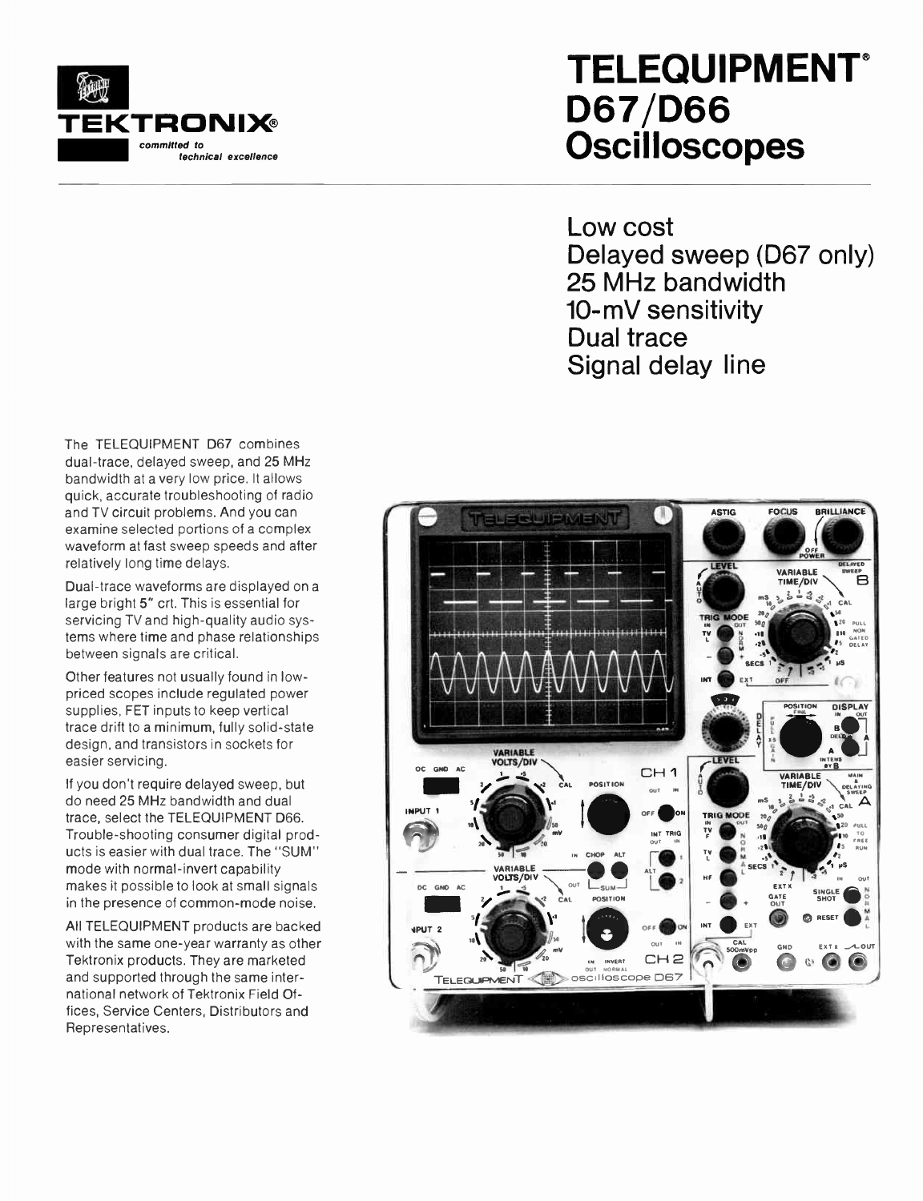**TEKTRONIX®**
*committed to technical excellence*

# TELEQUIPMENT® D67/D66 Oscilloscopes

## Low cost
## Delayed sweep (D67 only)
## 25 MHz bandwidth
## 10-mV sensitivity
## Dual trace
## Signal delay line

The TELEQUIPMENT D67 combines dual-trace, delayed sweep, and 25 MHz bandwidth at a very low price. It allows quick, accurate troubleshooting of radio and TV circuit problems. And you can examine selected portions of a complex waveform at fast sweep speeds and after relatively long time delays.

Dual-trace waveforms are displayed on a large bright 5" crt. This is essential for servicing TV and high-quality audio systems where time and phase relationships between signals are critical.

Other features not usually found in low-priced scopes include regulated power supplies, FET inputs to keep vertical trace drift to a minimum, fully solid-state design, and transistors in sockets for easier servicing.

If you don't require delayed sweep, but do need 25 MHz bandwidth and dual trace, select the TELEQUIPMENT D66. Trouble-shooting consumer digital products is easier with dual trace. The "SUM" mode with normal-invert capability makes it possible to look at small signals in the presence of common-mode noise.

All TELEQUIPMENT products are backed with the same one-year warranty as other Tektronix products. They are marketed and supported through the same international network of Tektronix Field Offices, Service Centers, Distributors and Representatives.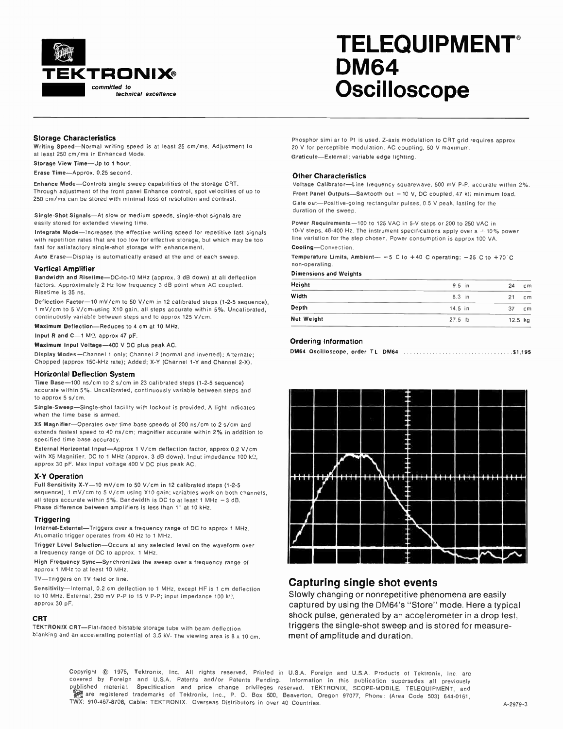TEKTRONIX®

*committed to technical excellence*

# TELEQUIPMENT® DM64 Oscilloscope

### Storage Characteristics

**Writing Speed**—Normal writing speed is at least 25 cm/ms. Adjustment to at least 250 cm/ms in Enhanced Mode.

**Storage View Time**—Up to 1 hour.

**Erase Time**—Approx. 0.25 second.

**Enhance Mode**—Controls single sweep capabilities of the storage CRT. Through adjustment of the front panel Enhance control, spot velocities of up to 250 cm/ms can be stored with minimal loss of resolution and contrast.

**Single-Shot Signals**—At slow or medium speeds, single-shot signals are easily stored for extended viewing time.

**Integrate Mode**—Increases the effective writing speed for repetitive fast signals with repetition rates that are too low for effective storage, but which may be too fast for satisfactory single-shot storage with enhancement.

**Auto Erase**—Display is automatically erased at the end of each sweep.

### Vertical Amplifier

**Bandwidth and Risetime**—DC-to-10 MHz (approx. 3 dB down) at all deflection factors. Approximately 2 Hz low frequency 3 dB point when AC coupled. Risetime is 35 ns.

**Deflection Factor**—10 mV/cm to 50 V/cm in 12 calibrated steps (1-2-5 sequence), 1 mV/cm to 5 V/cm-using X10 gain, all steps accurate within 5%. Uncalibrated, continuously variable between steps and to approx 125 V/cm.

**Maximum Deflection**—Reduces to 4 cm at 10 MHz.

**Input R and C**—1 MΩ, approx 47 pF.

**Maximum Input Voltage**—400 V DC plus peak AC.

**Display Modes**—Channel 1 only; Channel 2 (normal and inverted); Alternate; Chopped (approx 150-kHz rate); Added; X-Y (Channel 1-Y and Channel 2-X).

### Horizontal Deflection System

**Time Base**—100 ns/cm to 2 s/cm in 23 calibrated steps (1-2-5 sequence) accurate within 5%. Uncalibrated, continuously variable between steps and to approx 5 s/cm.

**Single-Sweep**—Single-shot facility with lockout is provided. A light indicates when the time base is armed.

**X5 Magnifier**—Operates over time base speeds of 200 ns/cm to 2 s/cm and extends fastest speed to 40 ns/cm; magnifier accurate within 2% in addition to specified time base accuracy.

**External Horizontal Input**—Approx 1 V/cm deflection factor, approx 0.2 V/cm with X5 Magnifier. DC to 1 MHz (approx. 3 dB down). Input impedance 100 kΩ, approx 30 pF. Max input voltage 400 V DC plus peak AC.

### X-Y Operation

**Full Sensitivity X-Y**—10 mV/cm to 50 V/cm in 12 calibrated steps (1-2-5 sequence). 1 mV/cm to 5 V/cm using X10 gain; variables work on both channels, all steps accurate within 5%. Bandwidth is DC to at least 1 MHz −3 dB. Phase difference between amplifiers is less than 1° at 10 kHz.

### Triggering

**Internal-External**—Triggers over a frequency range of DC to approx 1 MHz. Atuomatic trigger operates from 40 Hz to 1 MHz.

**Trigger Level Selection**—Occurs at any selected level on the waveform over a frequency range of DC to approx. 1 MHz.

**High Frequency Sync**—Synchronizes the sweep over a frequency range of approx 1 MHz to at least 10 MHz.

**TV**—Triggers on TV field or line.

**Sensitivity**—Internal, 0.2 cm deflection to 1 MHz, except HF is 1 cm deflection to 10 MHz. External, 250 mV P-P to 15 V P-P; input impedance 100 kΩ, approx 30 pF.

### CRT

**TEKTRONIX CRT**—Flat-faced bistable storage tube with beam deflection blanking and an accelerating potential of 3.5 kV. The viewing area is 8 x 10 cm. Phosphor similar to P1 is used. Z-axis modulation to CRT grid requires approx 20 V for perceptible modulation, AC coupling, 50 V maximum.

**Graticule**—External; variable edge lighting.

### Other Characteristics

**Voltage Calibrator**—Line frequency squarewave, 500 mV P-P, accurate within 2%.

**Front Panel Outputs**—Sawtooth out −10 V, DC coupled, 47 kΩ minimum load.

**Gate out**—Positive-going rectangular pulses, 0.5 V peak, lasting for the duration of the sweep.

**Power Requirements**—100 to 125 VAC in 5-V steps or 200 to 250 VAC in 10-V steps, 48-400 Hz. The instrument specifications apply over a ±10% power line variation for the step chosen. Power consumption is approx 100 VA.

**Cooling**—Convection.

**Temperature Limits, Ambient**— −5 C to +40 C operating; −25 C to +70 C non-operating.

**Dimensions and Weights**

| | | |
|---|---|---|
| Height | 9.5 in | 24 cm |
| Width | 8.3 in | 21 cm |
| Depth | 14.5 in | 37 cm |
| Net Weight | 27.5 lb | 12.5 kg |

### Ordering Information

**DM64 Oscilloscope, order TL DM64** .................................... $1,195

## Capturing single shot events

Slowly changing or nonrepetitive phenomena are easily captured by using the DM64's "Store" mode. Here a typical shock pulse, generated by an accelerometer in a drop test, triggers the single-shot sweep and is stored for measurement of amplitude and duration.

Copyright © 1975, Tektronix, Inc. All rights reserved. Printed in U.S.A. Foreign and U.S.A. Products of Tektronix, Inc. are covered by Foreign and U.S.A. Patents and/or Patents Pending. Information in this publication supersedes all previously published material. Specification and price change privileges reserved. TEKTRONIX, SCOPE-MOBILE, TELEQUIPMENT, and [logo] are registered trademarks of Tektronix, Inc., P. O. Box 500, Beaverton, Oregon 97077, Phone: (Area Code 503) 644-0161, TWX: 910-467-8708, Cable: TEKTRONIX. Overseas Distributors in over 40 Countries.

A-2979-3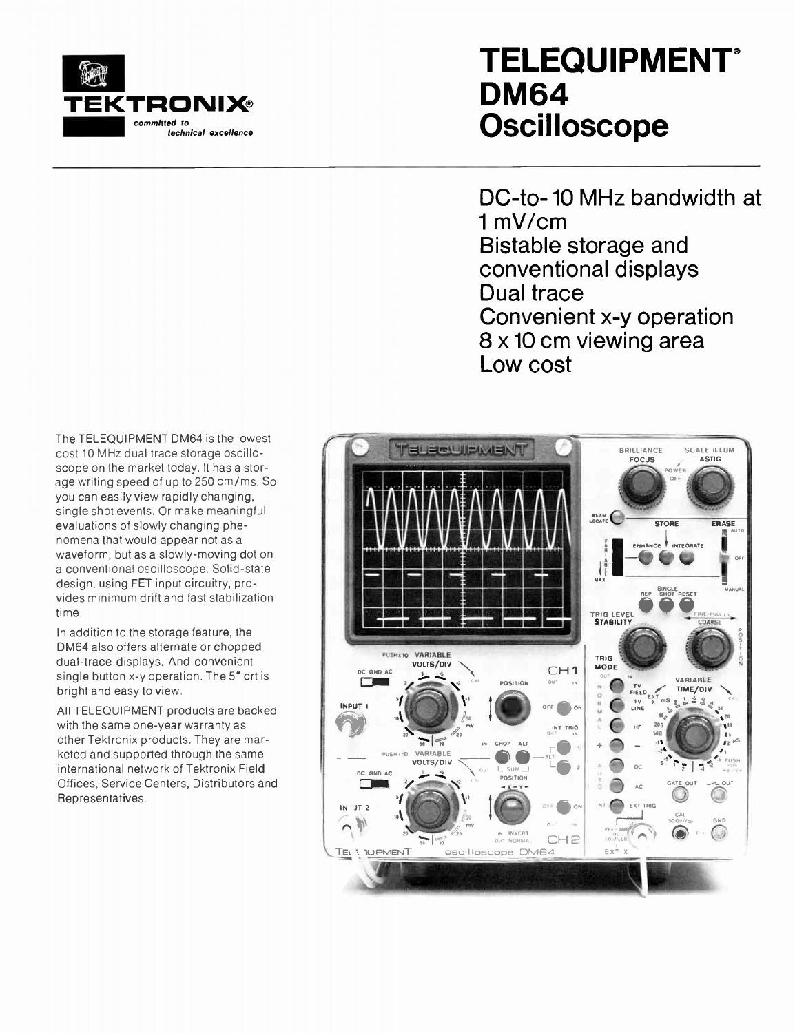TEKTRONIX®

*committed to technical excellence*

# TELEQUIPMENT® DM64 Oscilloscope

DC-to-10 MHz bandwidth at 1 mV/cm
Bistable storage and conventional displays
Dual trace
Convenient x-y operation
8 x 10 cm viewing area
Low cost

The TELEQUIPMENT DM64 is the lowest cost 10 MHz dual trace storage oscilloscope on the market today. It has a storage writing speed of up to 250 cm/ms. So you can easily view rapidly changing, single shot events. Or make meaningful evaluations of slowly changing phenomena that would appear not as a waveform, but as a slowly-moving dot on a conventional oscilloscope. Solid-state design, using FET input circuitry, provides minimum drift and fast stabilization time.

In addition to the storage feature, the DM64 also offers alternate or chopped dual-trace displays. And convenient single button x-y operation. The 5" crt is bright and easy to view.

All TELEQUIPMENT products are backed with the same one-year warranty as other Tektronix products. They are marketed and supported through the same international network of Tektronix Field Offices, Service Centers, Distributors and Representatives.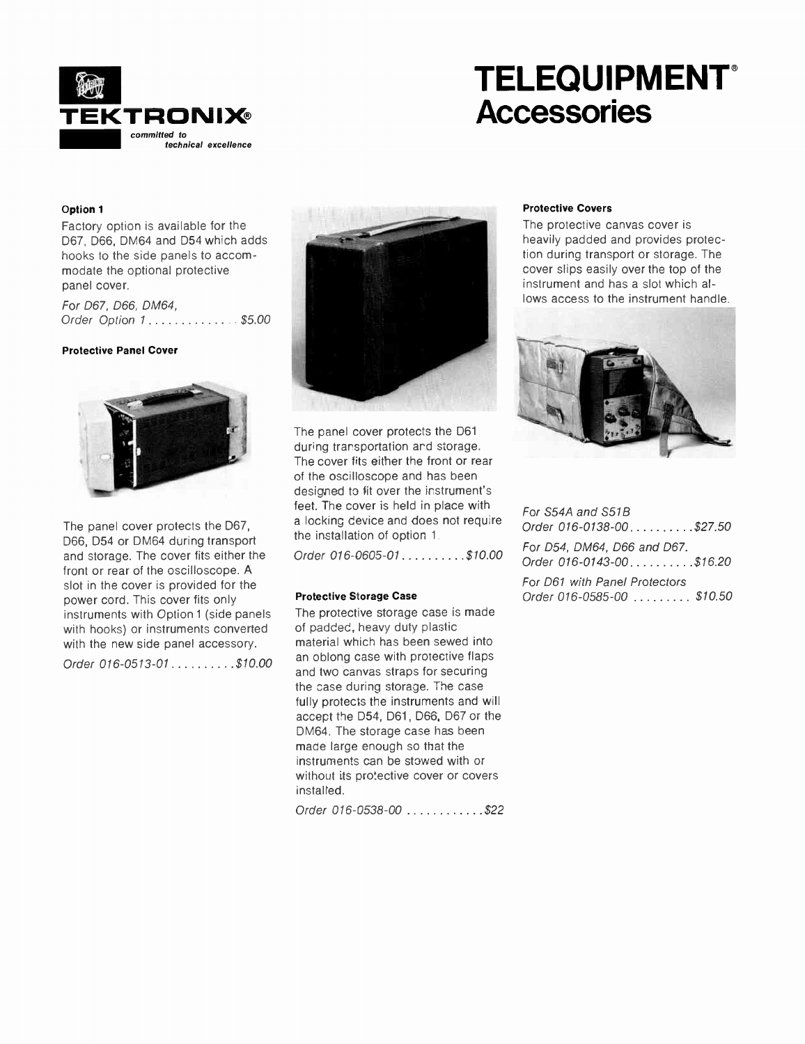**TEKTRONIX®**
*committed to technical excellence*

# TELEQUIPMENT® Accessories

### Option 1

Factory option is available for the D67, D66, DM64 and D54 which adds hooks to the side panels to accommodate the optional protective panel cover.

*For D67, D66, DM64,*
*Order Option 1 . . . . . . . . . . . . . . $5.00*

### Protective Panel Cover

The panel cover protects the D67, D66, D54 or DM64 during transport and storage. The cover fits either the front or rear of the oscilloscope. A slot in the cover is provided for the power cord. This cover fits only instruments with Option 1 (side panels with hooks) or instruments converted with the new side panel accessory.

*Order 016-0513-01 . . . . . . . . . .$10.00*

The panel cover protects the D61 during transportation and storage. The cover fits either the front or rear of the oscilloscope and has been designed to fit over the instrument's feet. The cover is held in place with a locking device and does not require the installation of option 1.

*Order 016-0605-01 . . . . . . . . . .$10.00*

### Protective Storage Case

The protective storage case is made of padded, heavy duty plastic material which has been sewed into an oblong case with protective flaps and two canvas straps for securing the case during storage. The case fully protects the instruments and will accept the D54, D61, D66, D67 or the DM64. The storage case has been made large enough so that the instruments can be stowed with or without its protective cover or covers installed.

*Order 016-0538-00 . . . . . . . . . . . .$22*

### Protective Covers

The protective canvas cover is heavily padded and provides protection during transport or storage. The cover slips easily over the top of the instrument and has a slot which allows access to the instrument handle.

*For S54A and S51B*
*Order 016-0138-00 . . . . . . . . . .$27.50*

*For D54, DM64, D66 and D67.*
*Order 016-0143-00 . . . . . . . . . .$16.20*

*For D61 with Panel Protectors*
*Order 016-0585-00 . . . . . . . . . $10.50*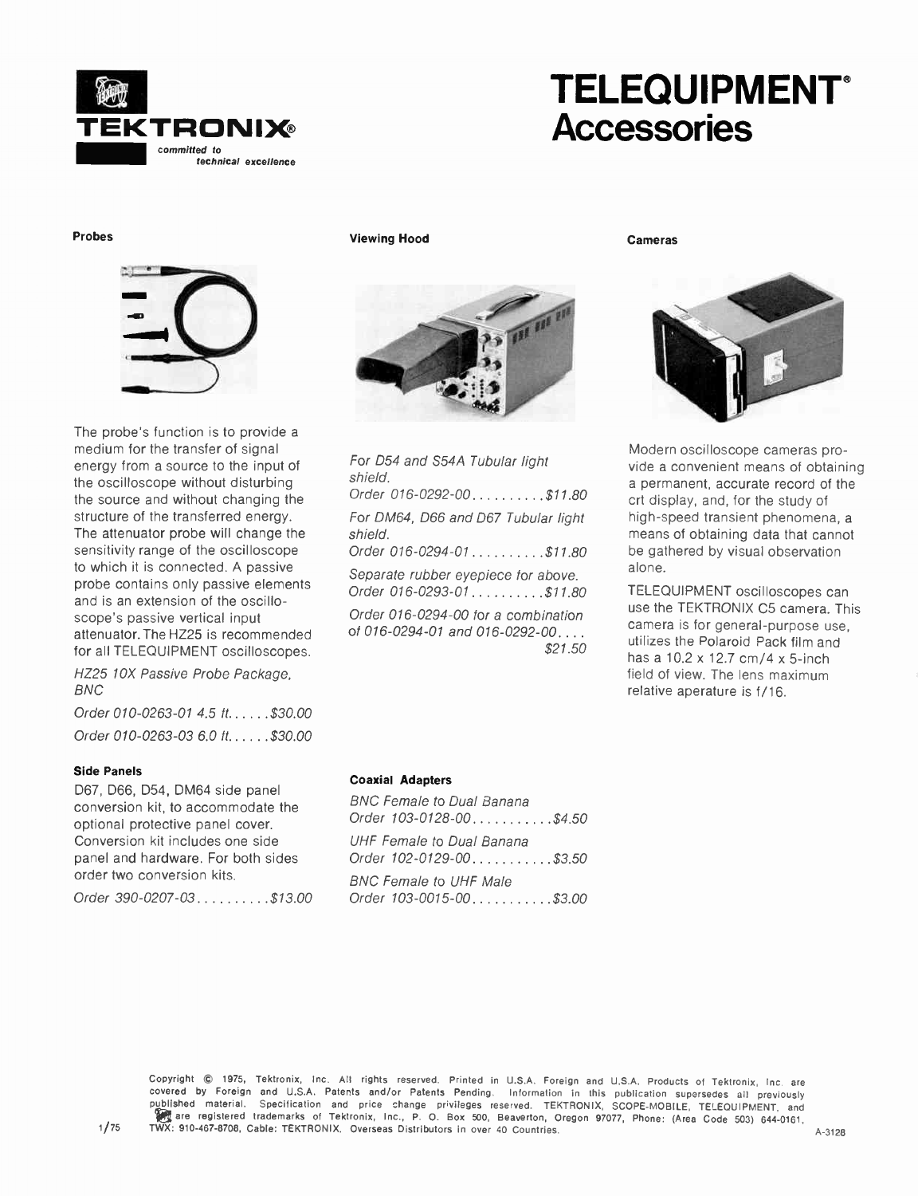**TEKTRONIX®**
*committed to technical excellence*

# TELEQUIPMENT® Accessories

## Probes

The probe's function is to provide a medium for the transfer of signal energy from a source to the input of the oscilloscope without disturbing the source and without changing the structure of the transferred energy. The attenuator probe will change the sensitivity range of the oscilloscope to which it is connected. A passive probe contains only passive elements and is an extension of the oscilloscope's passive vertical input attenuator. The HZ25 is recommended for all TELEQUIPMENT oscilloscopes.

*HZ25 10X Passive Probe Package, BNC*

*Order 010-0263-01 4.5 ft. . . . . . $30.00*

*Order 010-0263-03 6.0 ft. . . . . . $30.00*

## Viewing Hood

*For D54 and S54A Tubular light shield.*
*Order 016-0292-00. . . . . . . . . . $11.80*

*For DM64, D66 and D67 Tubular light shield.*
*Order 016-0294-01 . . . . . . . . . . $11.80*

*Separate rubber eyepiece for above.*
*Order 016-0293-01. . . . . . . . . . $11.80*

*Order 016-0294-00 for a combination of 016-0294-01 and 016-0292-00. . . . $21.50*

## Cameras

Modern oscilloscope cameras provide a convenient means of obtaining a permanent, accurate record of the crt display, and, for the study of high-speed transient phenomena, a means of obtaining data that cannot be gathered by visual observation alone.

TELEQUIPMENT oscilloscopes can use the TEKTRONIX C5 camera. This camera is for general-purpose use, utilizes the Polaroid Pack film and has a 10.2 x 12.7 cm/4 x 5-inch field of view. The lens maximum relative aperature is f/16.

### Side Panels

D67, D66, D54, DM64 side panel conversion kit, to accommodate the optional protective panel cover. Conversion kit includes one side panel and hardware. For both sides order two conversion kits.

*Order 390-0207-03. . . . . . . . . . $13.00*

### Coaxial Adapters

*BNC Female to Dual Banana*
*Order 103-0128-00. . . . . . . . . . . $4.50*

*UHF Female to Dual Banana*
*Order 102-0129-00. . . . . . . . . . . $3.50*

*BNC Female to UHF Male*
*Order 103-0015-00. . . . . . . . . . . $3.00*

Copyright © 1975, Tektronix, Inc. All rights reserved. Printed in U.S.A. Foreign and U.S.A. Products of Tektronix, Inc. are covered by Foreign and U.S.A. Patents and/or Patents Pending. Information in this publication supersedes all previously published material. Specification and price change privileges reserved. TEKTRONIX, SCOPE-MOBILE, TELEQUIPMENT, and [logo] are registered trademarks of Tektronix, Inc., P. O. Box 500, Beaverton, Oregon 97077, Phone: (Area Code 503) 644-0161, TWX: 910-467-8708, Cable: TEKTRONIX. Overseas Distributors in over 40 Countries.

1/75 A-3128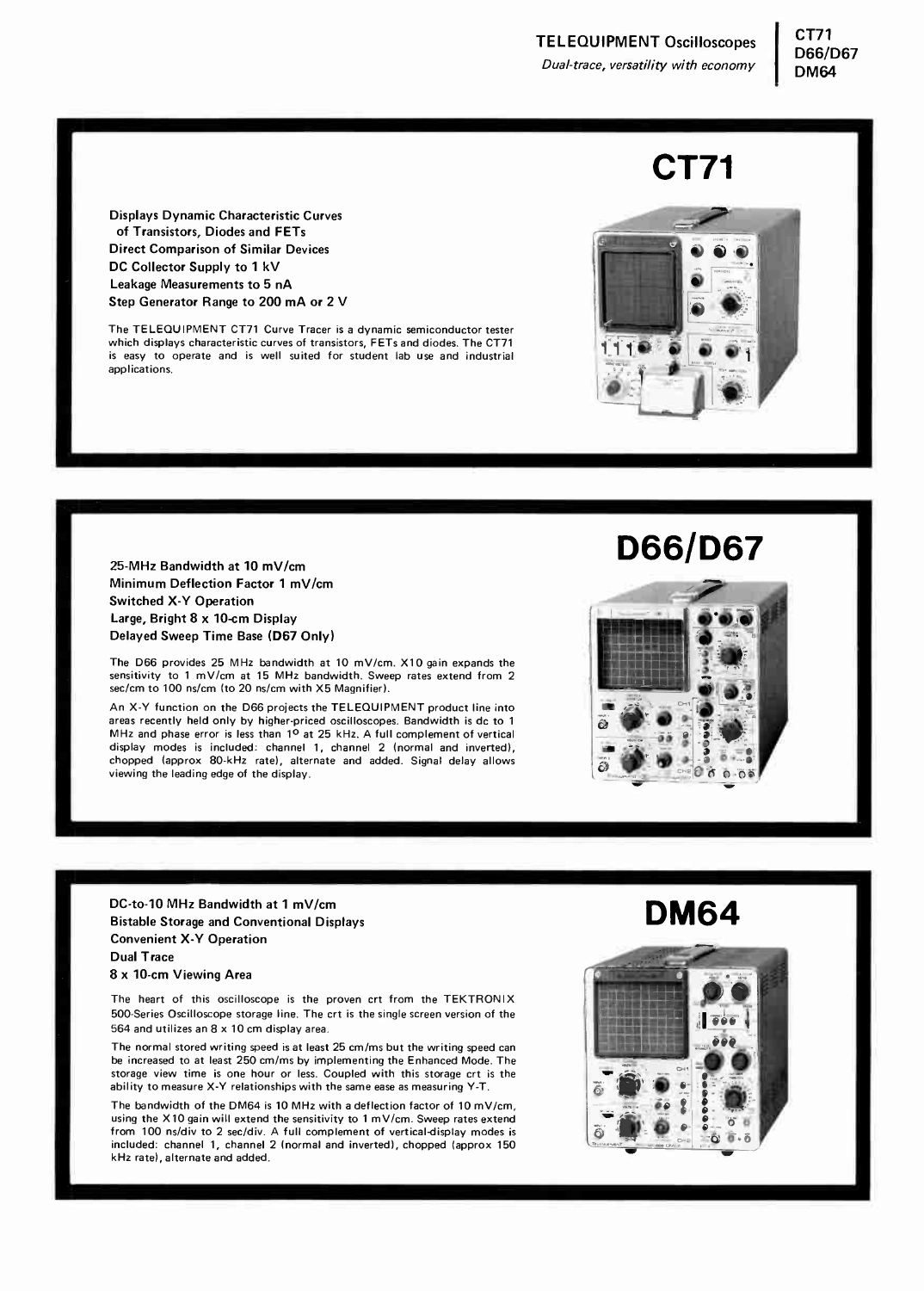# CT71

**Displays Dynamic Characteristic Curves of Transistors, Diodes and FETs**
**Direct Comparison of Similar Devices**
**DC Collector Supply to 1 kV**
**Leakage Measurements to 5 nA**
**Step Generator Range to 200 mA or 2 V**

The TELEQUIPMENT CT71 Curve Tracer is a dynamic semiconductor tester which displays characteristic curves of transistors, FETs and diodes. The CT71 is easy to operate and is well suited for student lab use and industrial applications.

# D66/D67

**25-MHz Bandwidth at 10 mV/cm**
**Minimum Deflection Factor 1 mV/cm**
**Switched X-Y Operation**
**Large, Bright 8 x 10-cm Display**
**Delayed Sweep Time Base (D67 Only)**

The D66 provides 25 MHz bandwidth at 10 mV/cm. X10 gain expands the sensitivity to 1 mV/cm at 15 MHz bandwidth. Sweep rates extend from 2 sec/cm to 100 ns/cm (to 20 ns/cm with X5 Magnifier).

An X-Y function on the D66 projects the TELEQUIPMENT product line into areas recently held only by higher-priced oscilloscopes. Bandwidth is dc to 1 MHz and phase error is less than 1° at 25 kHz. A full complement of vertical display modes is included: channel 1, channel 2 (normal and inverted), chopped (approx 80-kHz rate), alternate and added. Signal delay allows viewing the leading edge of the display.

# DM64

**DC-to-10 MHz Bandwidth at 1 mV/cm**
**Bistable Storage and Conventional Displays**
**Convenient X-Y Operation**
**Dual Trace**
**8 x 10-cm Viewing Area**

The heart of this oscilloscope is the proven crt from the TEKTRONIX 500-Series Oscilloscope storage line. The crt is the single screen version of the 564 and utilizes an 8 x 10 cm display area.

The normal stored writing speed is at least 25 cm/ms but the writing speed can be increased to at least 250 cm/ms by implementing the Enhanced Mode. The storage view time is one hour or less. Coupled with this storage crt is the ability to measure X-Y relationships with the same ease as measuring Y-T.

The bandwidth of the DM64 is 10 MHz with a deflection factor of 10 mV/cm, using the X10 gain will extend the sensitivity to 1 mV/cm. Sweep rates extend from 100 ns/div to 2 sec/div. A full complement of vertical-display modes is included: channel 1, channel 2 (normal and inverted), chopped (approx 150 kHz rate), alternate and added.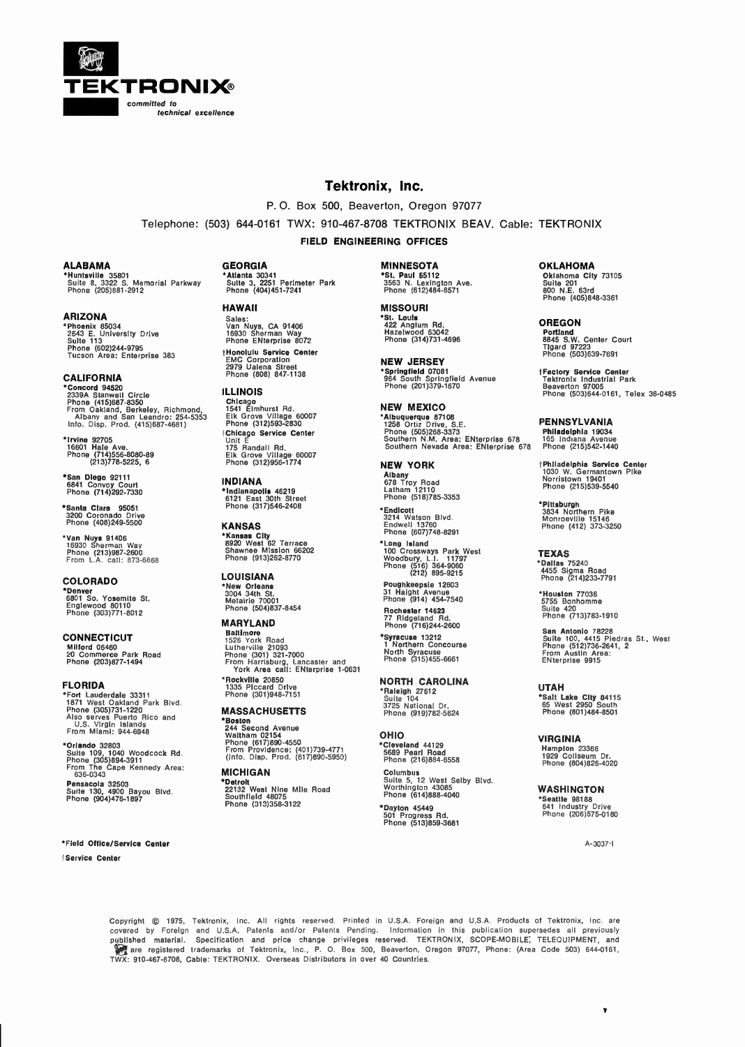**TEKTRONIX®**

*committed to technical excellence*

# Tektronix, Inc.

P. O. Box 500, Beaverton, Oregon 97077

Telephone: (503) 644-0161 TWX: 910-467-8708 TEKTRONIX BEAV. Cable: TEKTRONIX

## FIELD ENGINEERING OFFICES

### ALABAMA

**\*Huntsville** 35801
Suite 8, 3322 S. Memorial Parkway
Phone (205)881-2912

### ARIZONA

**\*Phoenix** 85034
2643 E. University Drive
Suite 113
Phone (602)244-9795
Tucson Area: Enterprise 383

### CALIFORNIA

**\*Concord** 94520
2339A Stanwell Circle
Phone (415)687-8350
From Oakland, Berkeley, Richmond, Albany and San Leandro: 254-5353
Info. Disp. Prod. (415)687-4681)

**\*Irvine** 92705
16601 Hale Ave.
Phone (714)556-8080-89
(213)778-5225, 6

**\*San Diego** 92111
6841 Convoy Court
Phone (714)292-7330

**\*Santa Clara** 95051
3200 Coronado Drive
Phone (408)249-5500

**\*Van Nuys** 91406
16930 Sherman Way
Phone (213)987-2600
From L.A. call: 873-6868

### COLORADO

**\*Denver**
6801 So. Yosemite St.
Englewood 80110
Phone (303)771-8012

### CONNECTICUT

**Milford** 06460
20 Commerce Park Road
Phone (203)877-1494

### FLORIDA

**\*Fort Lauderdale** 33311
1871 West Oakland Park Blvd.
Phone (305)731-1220
Also serves Puerto Rico and U.S. Virgin Islands
From Miami: 944-6948

**\*Orlando** 32803
Suite 109, 1040 Woodcock Rd.
Phone (305)894-3911
From The Cape Kennedy Area: 636-0343

**Pensacola** 32503
Suite 130, 4900 Bayou Blvd.
Phone (904)476-1897

### GEORGIA

**\*Atlanta** 30341
Suite 3, 2251 Perimeter Park
Phone (404)451-7241

### HAWAII

Sales:
Van Nuys, CA 91406
16930 Sherman Way
Phone ENterprise 8072

**†Honolulu Service Center**
EMC Corporation
2979 Ualena Street
Phone (808) 847-1138

### ILLINOIS

**Chicago**
1541 Elmhurst Rd.
Elk Grove Village 60007
Phone (312)593-2830

**†Chicago Service Center**
Unit E
175 Randall Rd.
Elk Grove Village 60007
Phone (312)956-1774

### INDIANA

**\*Indianapolis** 46219
6121 East 30th Street
Phone (317)546-2408

### KANSAS

**\*Kansas City**
8920 West 62 Terrace
Shawnee Mission 66202
Phone (913)262-8770

### LOUISIANA

**\*New Orleans**
3004 34th St.
Metairie 70001
Phone (504)837-8454

### MARYLAND

**Baltimore**
1526 York Road
Lutherville 21093
Phone (301) 321-7000
From Harrisburg, Lancaster and York Area call: ENterprise 1-0631

**\*Rockville** 20850
1335 Piccard Drive
Phone (301)948-7151

### MASSACHUSETTS

**\*Boston**
244 Second Avenue
Waltham 02154
Phone (617)890-4550
From Providence: (401)739-4771
(Info. Disp. Prod. (617)890-5950)

### MICHIGAN

**\*Detroit**
22132 West Nine Mile Road
Southfield 48075
Phone (313)358-3122

### MINNESOTA

**\*St. Paul** 55112
3563 N. Lexington Ave.
Phone (612)484-8571

### MISSOURI

**\*St. Louis**
422 Anglum Rd.
Hazelwood 63042
Phone (314)731-4696

### NEW JERSEY

**\*Springfield** 07081
964 South Springfield Avenue
Phone (201)379-1670

### NEW MEXICO

**\*Albuquerque** 87108
1258 Ortiz Drive, S.E.
Phone (505)268-3373
Southern N.M. Area: ENterprise 678
Southern Nevada Area: ENterprise 678

### NEW YORK

**Albany**
678 Troy Road
Latham 12110
Phone (518)785-3353

**\*Endicott**
3214 Watson Blvd.
Endwell 13760
Phone (607)748-8291

**\*Long Island**
100 Crossways Park West
Woodbury, L.I. 11797
Phone (516) 364-9060
(212) 895-9215

**Poughkeepsie** 12603
31 Haight Avenue
Phone (914) 454-7540

**Rochester 14623**
77 Ridgeland Rd.
Phone (716)244-2600

**\*Syracuse** 13212
1 Northern Concourse
North Syracuse
Phone (315)455-6661

### NORTH CAROLINA

**\*Raleigh** 27612
Suite 104
3725 National Dr.
Phone (919)782-5624

### OHIO

**\*Cleveland** 44129
5689 Pearl Road
Phone (216)884-6558

**Columbus**
Suite 5, 12 West Selby Blvd.
Worthington 43085
Phone (614)888-4040

**\*Dayton** 45449
501 Progress Rd.
Phone (513)859-3681

### OKLAHOMA

**Oklahoma City** 73105
Suite 201
800 N.E. 63rd
Phone (405)848-3361

### OREGON

**Portland**
8845 S.W. Center Court
Tigard 97223
Phone (503)639-7691

**†Factory Service Center**
Tektronix Industrial Park
Beaverton 97005
Phone (503)644-0161, Telex 36-0485

### PENNSYLVANIA

**Philadelphia** 19034
165 Indiana Avenue
Phone (215)542-1440

**†Philadelphia Service Center**
1030 W. Germantown Pike
Norristown 19401
Phone (215)539-5540

**\*Pittsburgh**
3834 Northern Pike
Monroeville 15146
Phone (412) 373-3250

### TEXAS

**\*Dallas** 75240
4455 Sigma Road
Phone (214)233-7791

**\*Houston** 77036
5755 Bonhomme
Suite 420
Phone (713)783-1910

**San Antonio** 78228
Suite 100, 4415 Piedras St., West
Phone (512)736-2641, 2
From Austin Area: ENterprise 9915

### UTAH

**\*Salt Lake City** 84115
65 West 2950 South
Phone (801)484-8501

### VIRGINIA

**Hampton** 23366
1929 Coliseum Dr.
Phone (804)826-4020

### WASHINGTON

**\*Seattle** 98188
641 Industry Drive
Phone (206)575-0180

**\*Field Office/Service Center**

**†Service Center**

A-3037-I

Copyright © 1975, Tektronix, Inc. All rights reserved. Printed in U.S.A. Foreign and U.S.A. Products of Tektronix, Inc. are covered by Foreign and U.S.A. Patents and/or Patents Pending. Information in this publication supersedes all previously published material. Specification and price change privileges reserved. TEKTRONIX, SCOPE-MOBILE, TELEQUIPMENT, and [logo] are registered trademarks of Tektronix, Inc., P. O. Box 500, Beaverton, Oregon 97077, Phone: (Area Code 503) 644-0161, TWX: 910-467-8708, Cable: TEKTRONIX. Overseas Distributors in over 40 Countries.